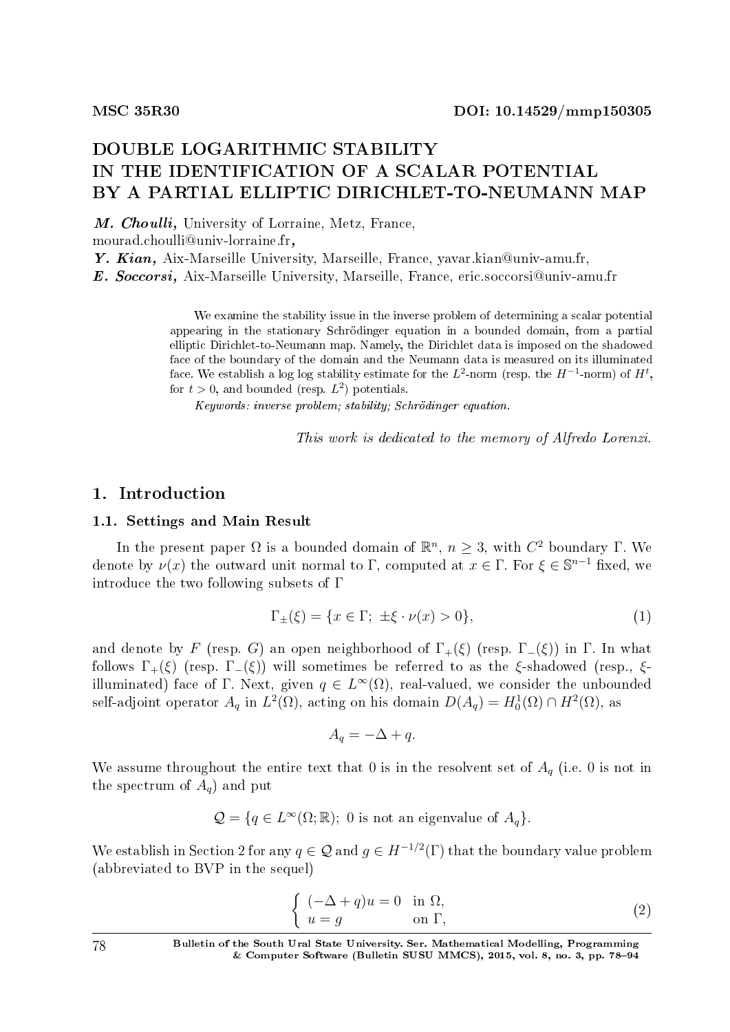**MSC 35R30** **DOI: 10.14529/mmp150305**

# DOUBLE LOGARITHMIC STABILITY IN THE IDENTIFICATION OF A SCALAR POTENTIAL BY A PARTIAL ELLIPTIC DIRICHLET-TO-NEUMANN MAP

***M. Choulli,*** University of Lorraine, Metz, France, mourad.choulli@univ-lorraine.fr***,***
***Y. Kian,*** Aix-Marseille University, Marseille, France, yavar.kian@univ-amu.fr,
***E. Soccorsi,*** Aix-Marseille University, Marseille, France, eric.soccorsi@univ-amu.fr

We examine the stability issue in the inverse problem of determining a scalar potential appearing in the stationary Schrödinger equation in a bounded domain, from a partial elliptic Dirichlet-to-Neumann map. Namely, the Dirichlet data is imposed on the shadowed face of the boundary of the domain and the Neumann data is measured on its illuminated face. We establish a log log stability estimate for the $L^2$-norm (resp. the $H^{-1}$-norm) of $H^t$, for $t > 0$, and bounded (resp. $L^2$) potentials.

*Keywords: inverse problem; stability; Schrödinger equation.*

*This work is dedicated to the memory of Alfredo Lorenzi.*

## 1. Introduction

### 1.1. Settings and Main Result

In the present paper $\Omega$ is a bounded domain of $\mathbb{R}^n$, $n \geq 3$, with $C^2$ boundary $\Gamma$. We denote by $\nu(x)$ the outward unit normal to $\Gamma$, computed at $x \in \Gamma$. For $\xi \in \mathbb{S}^{n-1}$ fixed, we introduce the two following subsets of $\Gamma$

$$\Gamma_{\pm}(\xi) = \{x \in \Gamma;\ \pm \xi \cdot \nu(x) > 0\}, \tag{1}$$

and denote by $F$ (resp. $G$) an open neighborhood of $\Gamma_+(\xi)$ (resp. $\Gamma_-(\xi)$) in $\Gamma$. In what follows $\Gamma_+(\xi)$ (resp. $\Gamma_-(\xi)$) will sometimes be referred to as the $\xi$-shadowed (resp., $\xi$-illuminated) face of $\Gamma$. Next, given $q \in L^\infty(\Omega)$, real-valued, we consider the unbounded self-adjoint operator $A_q$ in $L^2(\Omega)$, acting on his domain $D(A_q) = H_0^1(\Omega) \cap H^2(\Omega)$, as

$$A_q = -\Delta + q.$$

We assume throughout the entire text that 0 is in the resolvent set of $A_q$ (i.e. 0 is not in the spectrum of $A_q$) and put

$$\mathcal{Q} = \{q \in L^\infty(\Omega; \mathbb{R});\ 0 \text{ is not an eigenvalue of } A_q\}.$$

We establish in Section 2 for any $q \in \mathcal{Q}$ and $g \in H^{-1/2}(\Gamma)$ that the boundary value problem (abbreviated to BVP in the sequel)

$$\begin{cases} (-\Delta + q)u = 0 & \text{in } \Omega, \\ u = g & \text{on } \Gamma, \end{cases} \tag{2}$$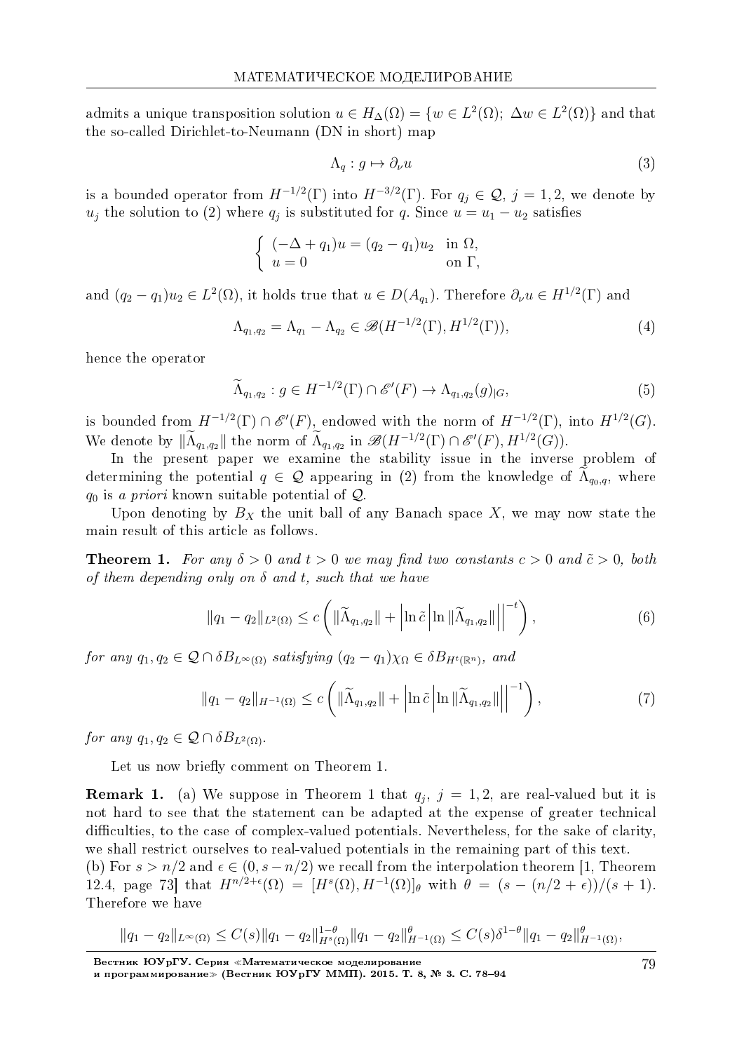admits a unique transposition solution $u \in H_\Delta(\Omega) = \{w \in L^2(\Omega);\ \Delta w \in L^2(\Omega)\}$ and that the so-called Dirichlet-to-Neumann (DN in short) map

$$\Lambda_q : g \mapsto \partial_\nu u \tag{3}$$

is a bounded operator from $H^{-1/2}(\Gamma)$ into $H^{-3/2}(\Gamma)$. For $q_j \in \mathcal{Q}$, $j = 1, 2$, we denote by $u_j$ the solution to (2) where $q_j$ is substituted for $q$. Since $u = u_1 - u_2$ satisfies

$$\left\{ \begin{array}{ll} (-\Delta + q_1)u = (q_2 - q_1)u_2 & \text{in } \Omega, \\ u = 0 & \text{on } \Gamma, \end{array} \right.$$

and $(q_2 - q_1)u_2 \in L^2(\Omega)$, it holds true that $u \in D(A_{q_1})$. Therefore $\partial_\nu u \in H^{1/2}(\Gamma)$ and

$$\Lambda_{q_1,q_2} = \Lambda_{q_1} - \Lambda_{q_2} \in \mathscr{B}(H^{-1/2}(\Gamma), H^{1/2}(\Gamma)), \tag{4}$$

hence the operator

$$\widetilde{\Lambda}_{q_1,q_2} : g \in H^{-1/2}(\Gamma) \cap \mathscr{E}'(F) \to \Lambda_{q_1,q_2}(g)_{|G}, \tag{5}$$

is bounded from $H^{-1/2}(\Gamma) \cap \mathscr{E}'(F)$, endowed with the norm of $H^{-1/2}(\Gamma)$, into $H^{1/2}(G)$. We denote by $\|\widetilde{\Lambda}_{q_1,q_2}\|$ the norm of $\widetilde{\Lambda}_{q_1,q_2}$ in $\mathscr{B}(H^{-1/2}(\Gamma) \cap \mathscr{E}'(F), H^{1/2}(G))$.

In the present paper we examine the stability issue in the inverse problem of determining the potential $q \in \mathcal{Q}$ appearing in (2) from the knowledge of $\widetilde{\Lambda}_{q_0,q}$, where $q_0$ is *a priori* known suitable potential of $\mathcal{Q}$.

Upon denoting by $B_X$ the unit ball of any Banach space $X$, we may now state the main result of this article as follows.

**Theorem 1.** *For any $\delta > 0$ and $t > 0$ we may find two constants $c > 0$ and $\tilde{c} > 0$, both of them depending only on $\delta$ and $t$, such that we have*

$$\|q_1 - q_2\|_{L^2(\Omega)} \leq c \left( \|\widetilde{\Lambda}_{q_1,q_2}\| + \left| \ln \tilde{c} \left| \ln \|\widetilde{\Lambda}_{q_1,q_2}\| \right| \right|^{-t} \right), \tag{6}$$

*for any $q_1, q_2 \in \mathcal{Q} \cap \delta B_{L^\infty(\Omega)}$ satisfying $(q_2 - q_1)\chi_\Omega \in \delta B_{H^t(\mathbb{R}^n)}$, and*

$$\|q_1 - q_2\|_{H^{-1}(\Omega)} \leq c \left( \|\widetilde{\Lambda}_{q_1,q_2}\| + \left| \ln \tilde{c} \left| \ln \|\widetilde{\Lambda}_{q_1,q_2}\| \right| \right|^{-1} \right), \tag{7}$$

*for any $q_1, q_2 \in \mathcal{Q} \cap \delta B_{L^2(\Omega)}$.*

Let us now briefly comment on Theorem 1.

**Remark 1.** (a) We suppose in Theorem 1 that $q_j$, $j = 1, 2$, are real-valued but it is not hard to see that the statement can be adapted at the expense of greater technical difficulties, to the case of complex-valued potentials. Nevertheless, for the sake of clarity, we shall restrict ourselves to real-valued potentials in the remaining part of this text.
(b) For $s > n/2$ and $\epsilon \in (0, s - n/2)$ we recall from the interpolation theorem [1, Theorem 12.4, page 73] that $H^{n/2+\epsilon}(\Omega) = [H^s(\Omega), H^{-1}(\Omega)]_\theta$ with $\theta = (s - (n/2 + \epsilon))/(s + 1)$. Therefore we have

$$\|q_1 - q_2\|_{L^\infty(\Omega)} \leq C(s)\|q_1 - q_2\|_{H^s(\Omega)}^{1-\theta} \|q_1 - q_2\|_{H^{-1}(\Omega)}^\theta \leq C(s)\delta^{1-\theta}\|q_1 - q_2\|_{H^{-1}(\Omega)}^\theta,$$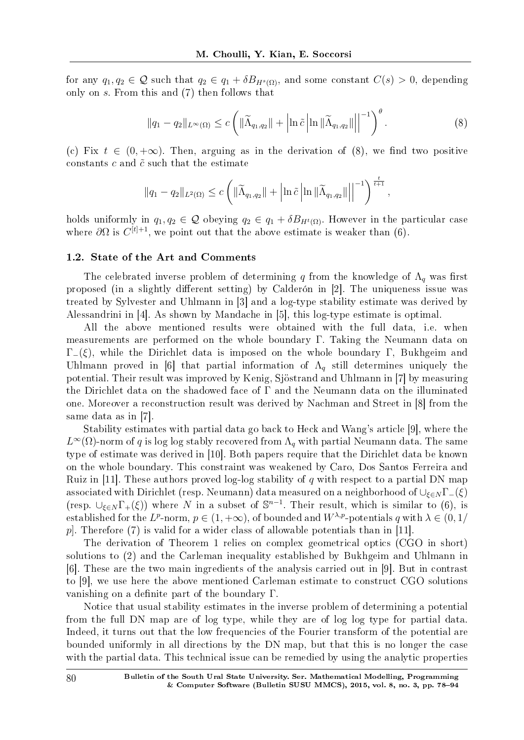for any $q_1, q_2 \in \mathcal{Q}$ such that $q_2 \in q_1 + \delta B_{H^s(\Omega)}$, and some constant $C(s) > 0$, depending only on $s$. From this and (7) then follows that

$$\|q_1 - q_2\|_{L^\infty(\Omega)} \leq c \left( \|\widetilde{\Lambda}_{q_1,q_2}\| + \left|\ln \tilde{c} \left|\ln \|\widetilde{\Lambda}_{q_1,q_2}\|\right|\right|^{-1} \right)^{\theta}. \tag{8}$$

(c) Fix $t \in (0, +\infty)$. Then, arguing as in the derivation of (8), we find two positive constants $c$ and $\tilde{c}$ such that the estimate

$$\|q_1 - q_2\|_{L^2(\Omega)} \leq c \left( \|\widetilde{\Lambda}_{q_1,q_2}\| + \left|\ln \tilde{c} \left|\ln \|\widetilde{\Lambda}_{q_1,q_2}\|\right|\right|^{-1} \right)^{\frac{t}{t+1}},$$

holds uniformly in $q_1, q_2 \in \mathcal{Q}$ obeying $q_2 \in q_1 + \delta B_{H^t(\Omega)}$. However in the particular case where $\partial\Omega$ is $C^{[t]+1}$, we point out that the above estimate is weaker than (6).

### 1.2. State of the Art and Comments

The celebrated inverse problem of determining $q$ from the knowledge of $\Lambda_q$ was first proposed (in a slightly different setting) by Calderón in [2]. The uniqueness issue was treated by Sylvester and Uhlmann in [3] and a log-type stability estimate was derived by Alessandrini in [4]. As shown by Mandache in [5], this log-type estimate is optimal.

All the above mentioned results were obtained with the full data, i.e. when measurements are performed on the whole boundary $\Gamma$. Taking the Neumann data on $\Gamma_-(\xi)$, while the Dirichlet data is imposed on the whole boundary $\Gamma$, Bukhgeim and Uhlmann proved in [6] that partial information of $\Lambda_q$ still determines uniquely the potential. Their result was improved by Kenig, Sjöstrand and Uhlmann in [7] by measuring the Dirichlet data on the shadowed face of $\Gamma$ and the Neumann data on the illuminated one. Moreover a reconstruction result was derived by Nachman and Street in [8] from the same data as in [7].

Stability estimates with partial data go back to Heck and Wang's article [9], where the $L^\infty(\Omega)$-norm of $q$ is log log stably recovered from $\Lambda_q$ with partial Neumann data. The same type of estimate was derived in [10]. Both papers require that the Dirichlet data be known on the whole boundary. This constraint was weakened by Caro, Dos Santos Ferreira and Ruiz in [11]. These authors proved log-log stability of $q$ with respect to a partial DN map associated with Dirichlet (resp. Neumann) data measured on a neighborhood of $\cup_{\xi\in N}\Gamma_-(\xi)$ (resp. $\cup_{\xi\in N}\Gamma_+(\xi)$) where $N$ in a subset of $\mathbb{S}^{n-1}$. Their result, which is similar to (6), is established for the $L^p$-norm, $p \in (1, +\infty)$, of bounded and $W^{\lambda,p}$-potentials $q$ with $\lambda \in (0, 1/p]$. Therefore (7) is valid for a wider class of allowable potentials than in [11].

The derivation of Theorem 1 relies on complex geometrical optics (CGO in short) solutions to (2) and the Carleman inequality established by Bukhgeim and Uhlmann in [6]. These are the two main ingredients of the analysis carried out in [9]. But in contrast to [9], we use here the above mentioned Carleman estimate to construct CGO solutions vanishing on a definite part of the boundary $\Gamma$.

Notice that usual stability estimates in the inverse problem of determining a potential from the full DN map are of log type, while they are of log log type for partial data. Indeed, it turns out that the low frequencies of the Fourier transform of the potential are bounded uniformly in all directions by the DN map, but that this is no longer the case with the partial data. This technical issue can be remedied by using the analytic properties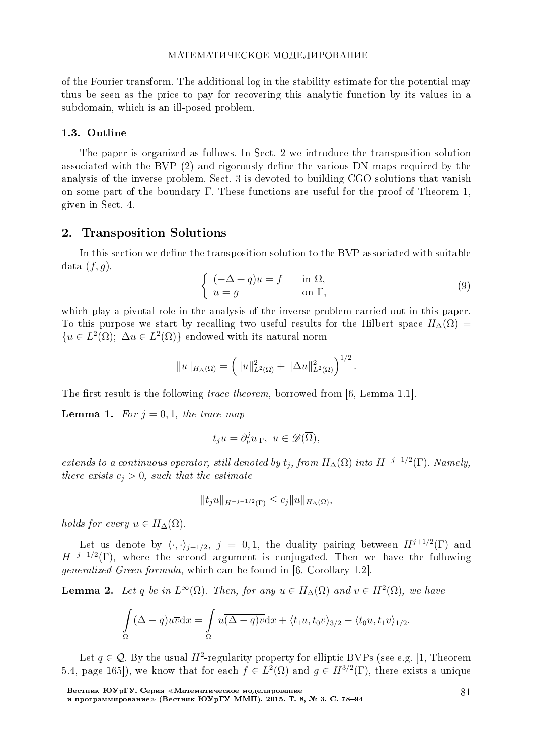of the Fourier transform. The additional log in the stability estimate for the potential may thus be seen as the price to pay for recovering this analytic function by its values in a subdomain, which is an ill-posed problem.

### 1.3. Outline

The paper is organized as follows. In Sect. 2 we introduce the transposition solution associated with the BVP (2) and rigorously define the various DN maps required by the analysis of the inverse problem. Sect. 3 is devoted to building CGO solutions that vanish on some part of the boundary $\Gamma$. These functions are useful for the proof of Theorem 1, given in Sect. 4.

## 2. Transposition Solutions

In this section we define the transposition solution to the BVP associated with suitable data $(f, g)$,

$$\begin{cases} (-\Delta + q)u = f & \text{in } \Omega, \\ u = g & \text{on } \Gamma, \end{cases} \tag{9}$$

which play a pivotal role in the analysis of the inverse problem carried out in this paper. To this purpose we start by recalling two useful results for the Hilbert space $H_\Delta(\Omega) = \{u \in L^2(\Omega);\ \Delta u \in L^2(\Omega)\}$ endowed with its natural norm

$$\|u\|_{H_\Delta(\Omega)} = \left( \|u\|^2_{L^2(\Omega)} + \|\Delta u\|^2_{L^2(\Omega)} \right)^{1/2}.$$

The first result is the following *trace theorem*, borrowed from [6, Lemma 1.1].

**Lemma 1.** *For $j = 0, 1$, the trace map*

$$t_j u = \partial^j_\nu u_{|\Gamma},\ \ u \in \mathscr{D}(\overline{\Omega}),$$

*extends to a continuous operator, still denoted by $t_j$, from $H_\Delta(\Omega)$ into $H^{-j-1/2}(\Gamma)$. Namely, there exists $c_j > 0$, such that the estimate*

$$\|t_j u\|_{H^{-j-1/2}(\Gamma)} \leq c_j \|u\|_{H_\Delta(\Omega)},$$

*holds for every $u \in H_\Delta(\Omega)$.*

Let us denote by $\langle \cdot, \cdot \rangle_{j+1/2}$, $j = 0, 1$, the duality pairing between $H^{j+1/2}(\Gamma)$ and $H^{-j-1/2}(\Gamma)$, where the second argument is conjugated. Then we have the following *generalized Green formula*, which can be found in [6, Corollary 1.2].

**Lemma 2.** *Let $q$ be in $L^\infty(\Omega)$. Then, for any $u \in H_\Delta(\Omega)$ and $v \in H^2(\Omega)$, we have*

$$\int_\Omega (\Delta - q) u \overline{v} \mathrm{d}x = \int_\Omega u \overline{(\Delta - q) v} \mathrm{d}x + \langle t_1 u, t_0 v \rangle_{3/2} - \langle t_0 u, t_1 v \rangle_{1/2}.$$

Let $q \in \mathcal{Q}$. By the usual $H^2$-regularity property for elliptic BVPs (see e.g. [1, Theorem 5.4, page 165]), we know that for each $f \in L^2(\Omega)$ and $g \in H^{3/2}(\Gamma)$, there exists a unique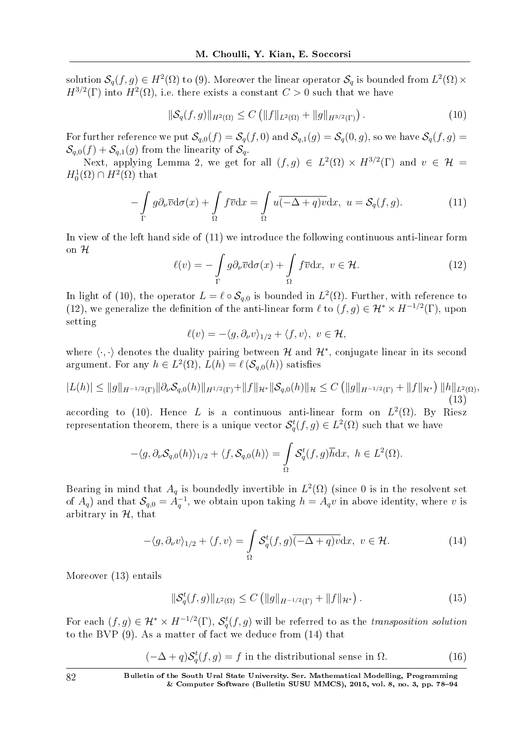solution $\mathcal{S}_q(f,g) \in H^2(\Omega)$ to (9). Moreover the linear operator $\mathcal{S}_q$ is bounded from $L^2(\Omega) \times H^{3/2}(\Gamma)$ into $H^2(\Omega)$, i.e. there exists a constant $C > 0$ such that we have

$$\|\mathcal{S}_q(f,g)\|_{H^2(\Omega)} \leq C \left( \|f\|_{L^2(\Omega)} + \|g\|_{H^{3/2}(\Gamma)} \right). \tag{10}$$

For further reference we put $\mathcal{S}_{q,0}(f) = \mathcal{S}_q(f,0)$ and $\mathcal{S}_{q,1}(g) = \mathcal{S}_q(0,g)$, so we have $\mathcal{S}_q(f,g) = \mathcal{S}_{q,0}(f) + \mathcal{S}_{q,1}(g)$ from the linearity of $\mathcal{S}_q$.

Next, applying Lemma 2, we get for all $(f,g) \in L^2(\Omega) \times H^{3/2}(\Gamma)$ and $v \in \mathcal{H} = H_0^1(\Omega) \cap H^2(\Omega)$ that

$$-\int_\Gamma g \partial_\nu \overline{v} \mathrm{d}\sigma(x) + \int_\Omega f \overline{v} \mathrm{d}x = \int_\Omega u \overline{(-\Delta + q) v} \mathrm{d}x, \ u = \mathcal{S}_q(f,g). \tag{11}$$

In view of the left hand side of (11) we introduce the following continuous anti-linear form on $\mathcal{H}$

$$\ell(v) = -\int_\Gamma g \partial_\nu \overline{v} \mathrm{d}\sigma(x) + \int_\Omega f \overline{v} \mathrm{d}x, \ v \in \mathcal{H}. \tag{12}$$

In light of (10), the operator $L = \ell \circ \mathcal{S}_{q,0}$ is bounded in $L^2(\Omega)$. Further, with reference to (12), we generalize the definition of the anti-linear form $\ell$ to $(f,g) \in \mathcal{H}^* \times H^{-1/2}(\Gamma)$, upon setting

$$\ell(v) = -\langle g, \partial_\nu v \rangle_{1/2} + \langle f, v \rangle, \ v \in \mathcal{H},$$

where $\langle \cdot, \cdot \rangle$ denotes the duality pairing between $\mathcal{H}$ and $\mathcal{H}^*$, conjugate linear in its second argument. For any $h \in L^2(\Omega)$, $L(h) = \ell(\mathcal{S}_{q,0}(h))$ satisfies

$$|L(h)| \leq \|g\|_{H^{-1/2}(\Gamma)} \|\partial_\nu \mathcal{S}_{q,0}(h)\|_{H^{1/2}(\Gamma)} + \|f\|_{\mathcal{H}^*} \|\mathcal{S}_{q,0}(h)\|_{\mathcal{H}} \leq C \left( \|g\|_{H^{-1/2}(\Gamma)} + \|f\|_{\mathcal{H}^*} \right) \|h\|_{L^2(\Omega)}, \tag{13}$$

according to (10). Hence $L$ is a continuous anti-linear form on $L^2(\Omega)$. By Riesz representation theorem, there is a unique vector $\mathcal{S}_q^t(f,g) \in L^2(\Omega)$ such that we have

$$-\langle g, \partial_\nu \mathcal{S}_{q,0}(h) \rangle_{1/2} + \langle f, \mathcal{S}_{q,0}(h) \rangle = \int_\Omega \mathcal{S}_q^t(f,g) \overline{h} \mathrm{d}x, \ h \in L^2(\Omega).$$

Bearing in mind that $A_q$ is boundedly invertible in $L^2(\Omega)$ (since 0 is in the resolvent set of $A_q$) and that $\mathcal{S}_{q,0} = A_q^{-1}$, we obtain upon taking $h = A_q v$ in above identity, where $v$ is arbitrary in $\mathcal{H}$, that

$$-\langle g, \partial_\nu v \rangle_{1/2} + \langle f, v \rangle = \int_\Omega \mathcal{S}_q^t(f,g) \overline{(-\Delta + q) v} \mathrm{d}x, \ v \in \mathcal{H}. \tag{14}$$

Moreover (13) entails

$$\|\mathcal{S}_q^t(f,g)\|_{L^2(\Omega)} \leq C \left( \|g\|_{H^{-1/2}(\Gamma)} + \|f\|_{\mathcal{H}^*} \right). \tag{15}$$

For each $(f,g) \in \mathcal{H}^* \times H^{-1/2}(\Gamma)$, $\mathcal{S}_q^t(f,g)$ will be referred to as the *transposition solution* to the BVP (9). As a matter of fact we deduce from (14) that

$$(-\Delta + q) \mathcal{S}_q^t(f,g) = f \text{ in the distributional sense in } \Omega. \tag{16}$$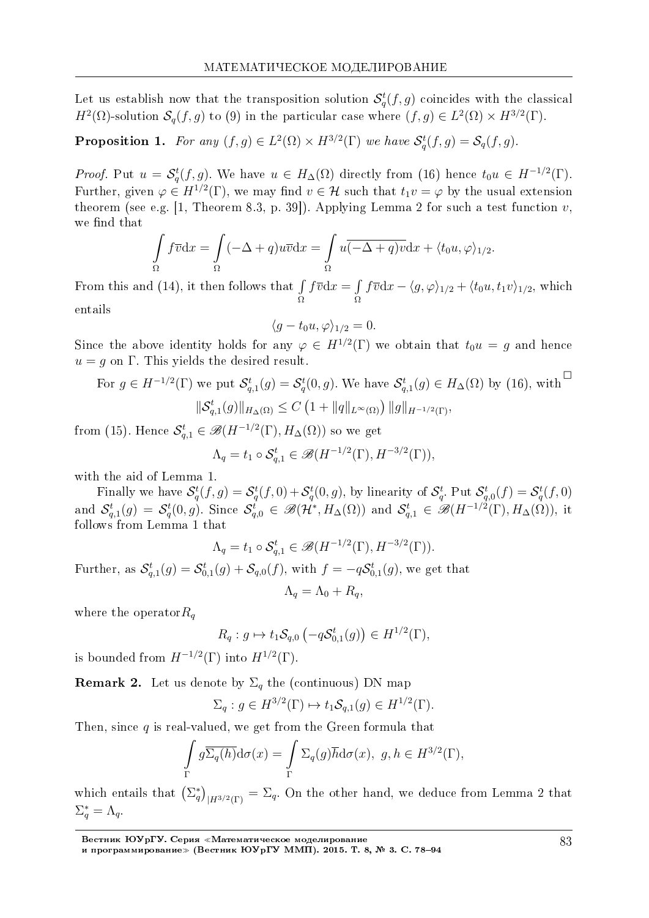Let us establish now that the transposition solution $\mathcal{S}_q^t(f,g)$ coincides with the classical $H^2(\Omega)$-solution $\mathcal{S}_q(f,g)$ to (9) in the particular case where $(f,g) \in L^2(\Omega) \times H^{3/2}(\Gamma)$.

**Proposition 1.** *For any $(f,g) \in L^2(\Omega) \times H^{3/2}(\Gamma)$ we have $\mathcal{S}_q^t(f,g) = \mathcal{S}_q(f,g)$.*

*Proof.* Put $u = \mathcal{S}_q^t(f,g)$. We have $u \in H_\Delta(\Omega)$ directly from (16) hence $t_0 u \in H^{-1/2}(\Gamma)$. Further, given $\varphi \in H^{1/2}(\Gamma)$, we may find $v \in \mathcal{H}$ such that $t_1 v = \varphi$ by the usual extension theorem (see e.g. [1, Theorem 8.3, p. 39]). Applying Lemma 2 for such a test function $v$, we find that

$$\int_\Omega f\overline{v}\mathrm{d}x = \int_\Omega (-\Delta + q)u\overline{v}\mathrm{d}x = \int_\Omega u\overline{(-\Delta+q)v}\mathrm{d}x + \langle t_0 u, \varphi\rangle_{1/2}.$$

From this and (14), it then follows that $\int_\Omega f\overline{v}\mathrm{d}x = \int_\Omega f\overline{v}\mathrm{d}x - \langle g, \varphi\rangle_{1/2} + \langle t_0 u, t_1 v\rangle_{1/2}$, which entails

$$\langle g - t_0 u, \varphi\rangle_{1/2} = 0.$$

Since the above identity holds for any $\varphi \in H^{1/2}(\Gamma)$ we obtain that $t_0 u = g$ and hence $u = g$ on $\Gamma$. This yields the desired result. $\square$

For $g \in H^{-1/2}(\Gamma)$ we put $\mathcal{S}_{q,1}^t(g) = \mathcal{S}_q^t(0,g)$. We have $\mathcal{S}_{q,1}^t(g) \in H_\Delta(\Omega)$ by (16), with

$$\|\mathcal{S}_{q,1}^t(g)\|_{H_\Delta(\Omega)} \leq C\left(1 + \|q\|_{L^\infty(\Omega)}\right)\|g\|_{H^{-1/2}(\Gamma)},$$

from (15). Hence $\mathcal{S}_{q,1}^t \in \mathscr{B}(H^{-1/2}(\Gamma), H_\Delta(\Omega))$ so we get

$$\Lambda_q = t_1 \circ \mathcal{S}_{q,1}^t \in \mathscr{B}(H^{-1/2}(\Gamma), H^{-3/2}(\Gamma)),$$

with the aid of Lemma 1.

Finally we have $\mathcal{S}_q^t(f,g) = \mathcal{S}_q^t(f,0) + \mathcal{S}_q^t(0,g)$, by linearity of $\mathcal{S}_q^t$. Put $\mathcal{S}_{q,0}^t(f) = \mathcal{S}_q^t(f,0)$ and $\mathcal{S}_{q,1}^t(g) = \mathcal{S}_q^t(0,g)$. Since $\mathcal{S}_{q,0}^t \in \mathscr{B}(\mathcal{H}^*, H_\Delta(\Omega))$ and $\mathcal{S}_{q,1}^t \in \mathscr{B}(H^{-1/2}(\Gamma), H_\Delta(\Omega))$, it follows from Lemma 1 that

$$\Lambda_q = t_1 \circ \mathcal{S}_{q,1}^t \in \mathscr{B}(H^{-1/2}(\Gamma), H^{-3/2}(\Gamma)).$$

Further, as $\mathcal{S}_{q,1}^t(g) = \mathcal{S}_{0,1}^t(g) + \mathcal{S}_{q,0}(f)$, with $f = -q\mathcal{S}_{0,1}^t(g)$, we get that

$$\Lambda_q = \Lambda_0 + R_q,$$

where the operator$R_q$

$$R_q : g \mapsto t_1 \mathcal{S}_{q,0}\left(-q\mathcal{S}_{0,1}^t(g)\right) \in H^{1/2}(\Gamma),$$

is bounded from $H^{-1/2}(\Gamma)$ into $H^{1/2}(\Gamma)$.

**Remark 2.** Let us denote by $\Sigma_q$ the (continuous) DN map

$$\Sigma_q : g \in H^{3/2}(\Gamma) \mapsto t_1 \mathcal{S}_{q,1}(g) \in H^{1/2}(\Gamma).$$

Then, since $q$ is real-valued, we get from the Green formula that

$$\int_\Gamma g\overline{\Sigma_q(h)}\mathrm{d}\sigma(x) = \int_\Gamma \Sigma_q(g)\overline{h}\mathrm{d}\sigma(x),\ g, h \in H^{3/2}(\Gamma),$$

which entails that $\left(\Sigma_q^*\right)_{|H^{3/2}(\Gamma)} = \Sigma_q$. On the other hand, we deduce from Lemma 2 that $\Sigma_q^* = \Lambda_q$.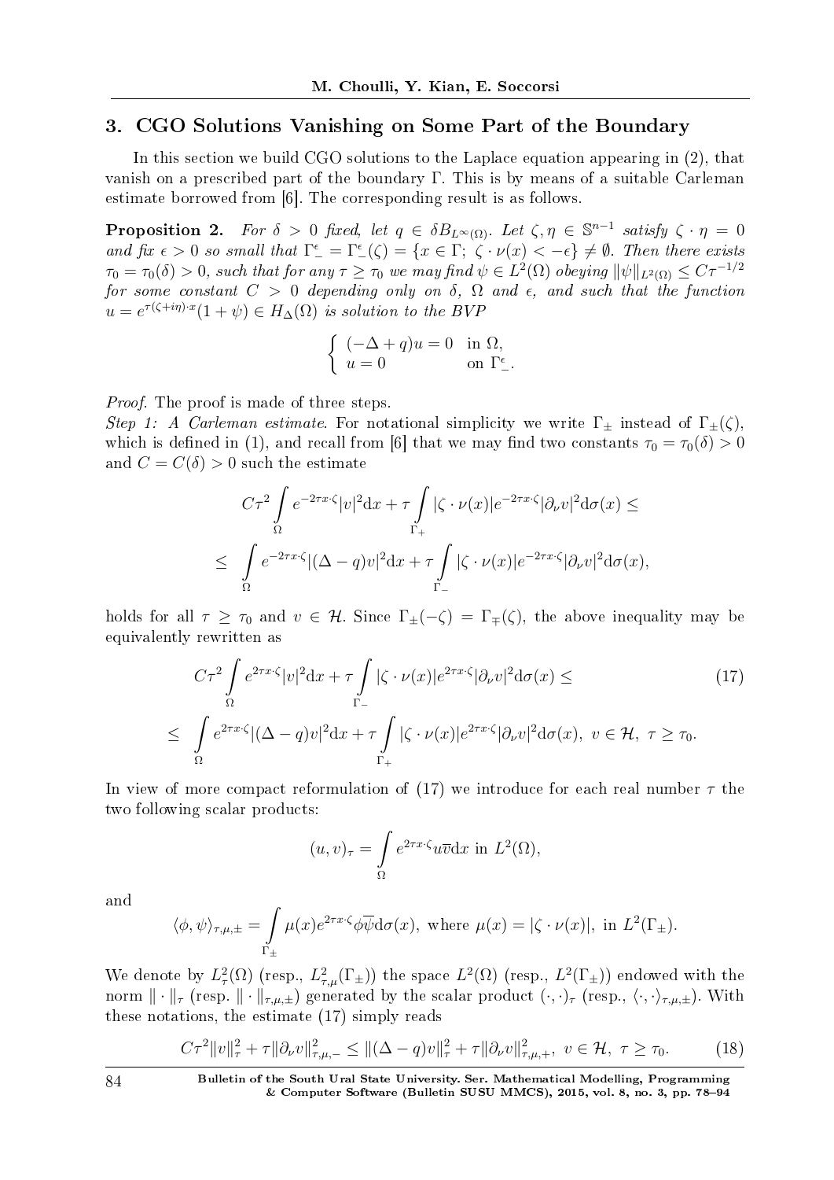## 3. CGO Solutions Vanishing on Some Part of the Boundary

In this section we build CGO solutions to the Laplace equation appearing in (2), that vanish on a prescribed part of the boundary $\Gamma$. This is by means of a suitable Carleman estimate borrowed from [6]. The corresponding result is as follows.

**Proposition 2.** *For $\delta > 0$ fixed, let $q \in \delta B_{L^\infty(\Omega)}$. Let $\zeta, \eta \in \mathbb{S}^{n-1}$ satisfy $\zeta \cdot \eta = 0$ and fix $\epsilon > 0$ so small that $\Gamma_-^\epsilon = \Gamma_-^\epsilon(\zeta) = \{x \in \Gamma;\ \zeta \cdot \nu(x) < -\epsilon\} \neq \emptyset$. Then there exists $\tau_0 = \tau_0(\delta) > 0$, such that for any $\tau \geq \tau_0$ we may find $\psi \in L^2(\Omega)$ obeying $\|\psi\|_{L^2(\Omega)} \leq C\tau^{-1/2}$ for some constant $C > 0$ depending only on $\delta$, $\Omega$ and $\epsilon$, and such that the function $u = e^{\tau(\zeta + i\eta)\cdot x}(1 + \psi) \in H_\Delta(\Omega)$ is solution to the BVP*

$$\begin{cases} (-\Delta + q)u = 0 & \text{in } \Omega, \\ u = 0 & \text{on } \Gamma_-^\epsilon. \end{cases}$$

*Proof.* The proof is made of three steps.

*Step 1: A Carleman estimate.* For notational simplicity we write $\Gamma_\pm$ instead of $\Gamma_\pm(\zeta)$, which is defined in (1), and recall from [6] that we may find two constants $\tau_0 = \tau_0(\delta) > 0$ and $C = C(\delta) > 0$ such the estimate

$$\begin{aligned} C\tau^2 \int_\Omega e^{-2\tau x\cdot\zeta}|v|^2 \mathrm{d}x + \tau \int_{\Gamma_+} |\zeta \cdot \nu(x)| e^{-2\tau x\cdot\zeta} |\partial_\nu v|^2 \mathrm{d}\sigma(x) \leq \\ \leq \int_\Omega e^{-2\tau x\cdot\zeta}|(\Delta - q)v|^2 \mathrm{d}x + \tau \int_{\Gamma_-} |\zeta \cdot \nu(x)| e^{-2\tau x\cdot\zeta} |\partial_\nu v|^2 \mathrm{d}\sigma(x), \end{aligned}$$

holds for all $\tau \geq \tau_0$ and $v \in \mathcal{H}$. Since $\Gamma_\pm(-\zeta) = \Gamma_\mp(\zeta)$, the above inequality may be equivalently rewritten as

$$\begin{aligned} C\tau^2 \int_\Omega e^{2\tau x\cdot\zeta}|v|^2 \mathrm{d}x + \tau \int_{\Gamma_-} |\zeta \cdot \nu(x)| e^{2\tau x\cdot\zeta} |\partial_\nu v|^2 \mathrm{d}\sigma(x) \leq \\ \leq \int_\Omega e^{2\tau x\cdot\zeta}|(\Delta - q)v|^2 \mathrm{d}x + \tau \int_{\Gamma_+} |\zeta \cdot \nu(x)| e^{2\tau x\cdot\zeta} |\partial_\nu v|^2 \mathrm{d}\sigma(x),\ v \in \mathcal{H},\ \tau \geq \tau_0. \end{aligned} \tag{17}$$

In view of more compact reformulation of (17) we introduce for each real number $\tau$ the two following scalar products:

$$(u, v)_\tau = \int_\Omega e^{2\tau x\cdot\zeta} u\overline{v} \mathrm{d}x \text{ in } L^2(\Omega),$$

and

$$\langle \phi, \psi \rangle_{\tau,\mu,\pm} = \int_{\Gamma_\pm} \mu(x) e^{2\tau x\cdot\zeta} \phi\overline{\psi} \mathrm{d}\sigma(x), \text{ where } \mu(x) = |\zeta \cdot \nu(x)|, \text{ in } L^2(\Gamma_\pm).$$

We denote by $L^2_\tau(\Omega)$ (resp., $L^2_{\tau,\mu}(\Gamma_\pm)$) the space $L^2(\Omega)$ (resp., $L^2(\Gamma_\pm)$) endowed with the norm $\|\cdot\|_\tau$ (resp. $\|\cdot\|_{\tau,\mu,\pm}$) generated by the scalar product $(\cdot,\cdot)_\tau$ (resp., $\langle\cdot,\cdot\rangle_{\tau,\mu,\pm}$). With these notations, the estimate (17) simply reads

$$C\tau^2 \|v\|_\tau^2 + \tau \|\partial_\nu v\|_{\tau,\mu,-}^2 \leq \|(\Delta - q)v\|_\tau^2 + \tau \|\partial_\nu v\|_{\tau,\mu,+}^2,\ v \in \mathcal{H},\ \tau \geq \tau_0. \tag{18}$$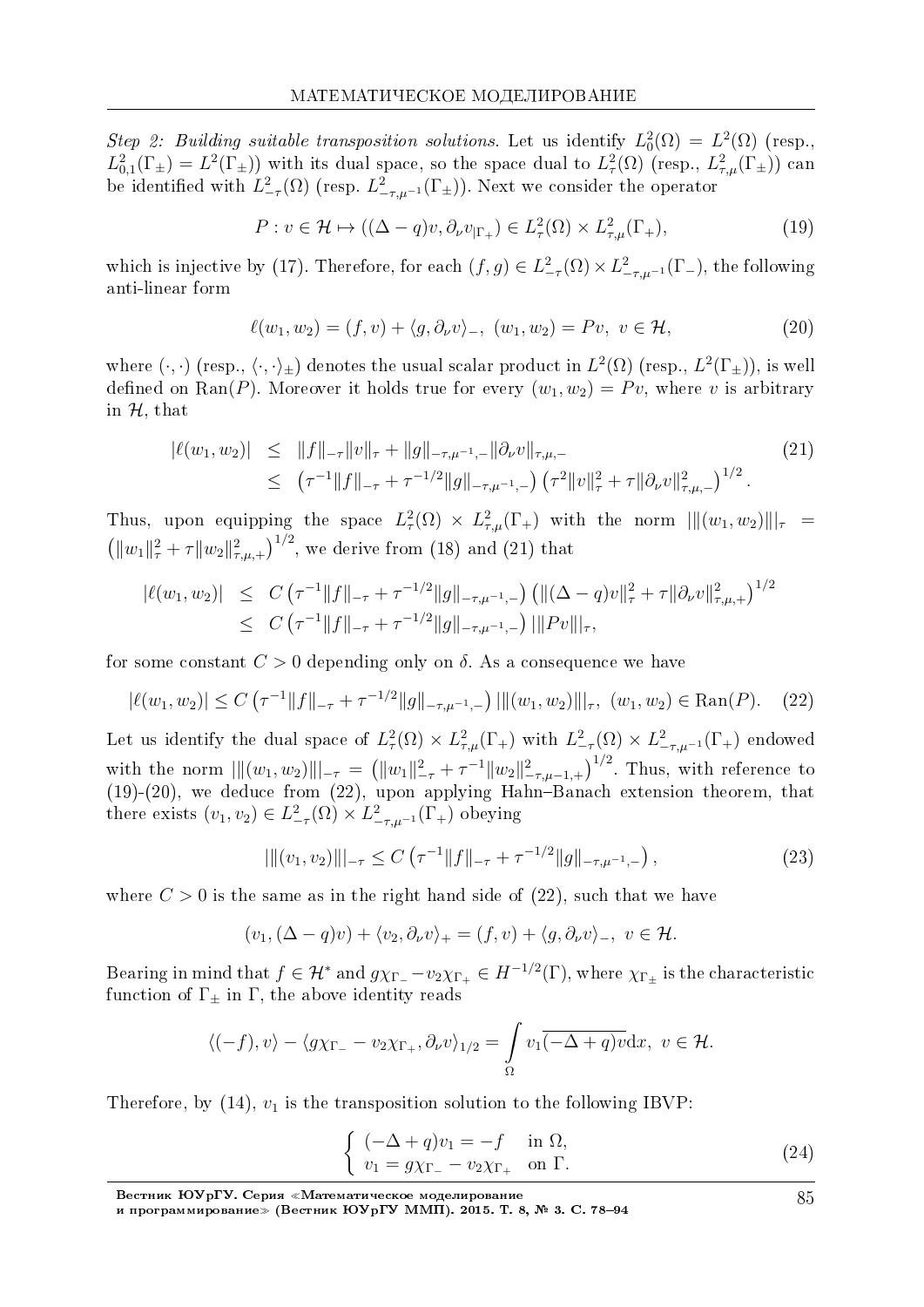*Step 2: Building suitable transposition solutions.* Let us identify $L^2_0(\Omega) = L^2(\Omega)$ (resp., $L^2_{0,1}(\Gamma_\pm) = L^2(\Gamma_\pm)$) with its dual space, so the space dual to $L^2_\tau(\Omega)$ (resp., $L^2_{\tau,\mu}(\Gamma_\pm)$) can be identified with $L^2_{-\tau}(\Omega)$ (resp. $L^2_{-\tau,\mu^{-1}}(\Gamma_\pm)$). Next we consider the operator

$$P : v \in \mathcal{H} \mapsto ((\Delta - q)v, \partial_\nu v_{|\Gamma_+}) \in L^2_\tau(\Omega) \times L^2_{\tau,\mu}(\Gamma_+), \tag{19}$$

which is injective by (17). Therefore, for each $(f, g) \in L^2_{-\tau}(\Omega) \times L^2_{-\tau,\mu^{-1}}(\Gamma_-)$, the following anti-linear form

$$\ell(w_1, w_2) = (f, v) + \langle g, \partial_\nu v\rangle_-, \ (w_1, w_2) = Pv, \ v \in \mathcal{H}, \tag{20}$$

where $(\cdot,\cdot)$ (resp., $\langle\cdot,\cdot\rangle_\pm$) denotes the usual scalar product in $L^2(\Omega)$ (resp., $L^2(\Gamma_\pm)$), is well defined on $\mathrm{Ran}(P)$. Moreover it holds true for every $(w_1, w_2) = Pv$, where $v$ is arbitrary in $\mathcal{H}$, that

$$\begin{aligned} |\ell(w_1, w_2)| &\leq \|f\|_{-\tau}\|v\|_\tau + \|g\|_{-\tau,\mu^{-1},-}\|\partial_\nu v\|_{\tau,\mu,-} \\ &\leq \left(\tau^{-1}\|f\|_{-\tau} + \tau^{-1/2}\|g\|_{-\tau,\mu^{-1},-}\right)\left(\tau^2\|v\|^2_\tau + \tau\|\partial_\nu v\|^2_{\tau,\mu,-}\right)^{1/2}. \end{aligned} \tag{21}$$

Thus, upon equipping the space $L^2_\tau(\Omega) \times L^2_{\tau,\mu}(\Gamma_+)$ with the norm $|||(w_1, w_2)|||_\tau = \left(\|w_1\|^2_\tau + \tau\|w_2\|^2_{\tau,\mu,+}\right)^{1/2}$, we derive from (18) and (21) that

$$\begin{aligned} |\ell(w_1, w_2)| &\leq C\left(\tau^{-1}\|f\|_{-\tau} + \tau^{-1/2}\|g\|_{-\tau,\mu^{-1},-}\right)\left(\|(\Delta - q)v\|^2_\tau + \tau\|\partial_\nu v\|^2_{\tau,\mu,+}\right)^{1/2} \\ &\leq C\left(\tau^{-1}\|f\|_{-\tau} + \tau^{-1/2}\|g\|_{-\tau,\mu^{-1},-}\right)|||Pv|||_\tau, \end{aligned}$$

for some constant $C > 0$ depending only on $\delta$. As a consequence we have

$$|\ell(w_1, w_2)| \leq C\left(\tau^{-1}\|f\|_{-\tau} + \tau^{-1/2}\|g\|_{-\tau,\mu^{-1},-}\right)|||(w_1, w_2)|||_\tau, \ (w_1, w_2) \in \mathrm{Ran}(P). \tag{22}$$

Let us identify the dual space of $L^2_\tau(\Omega) \times L^2_{\tau,\mu}(\Gamma_+)$ with $L^2_{-\tau}(\Omega) \times L^2_{-\tau,\mu^{-1}}(\Gamma_+)$ endowed with the norm $|||(w_1, w_2)|||_{-\tau} = \left(\|w_1\|^2_{-\tau} + \tau^{-1}\|w_2\|^2_{-\tau,\mu-1,+}\right)^{1/2}$. Thus, with reference to (19)-(20), we deduce from (22), upon applying Hahn–Banach extension theorem, that there exists $(v_1, v_2) \in L^2_{-\tau}(\Omega) \times L^2_{-\tau,\mu^{-1}}(\Gamma_+)$ obeying

$$|||(v_1, v_2)|||_{-\tau} \leq C\left(\tau^{-1}\|f\|_{-\tau} + \tau^{-1/2}\|g\|_{-\tau,\mu^{-1},-}\right), \tag{23}$$

where $C > 0$ is the same as in the right hand side of (22), such that we have

$$(v_1, (\Delta - q)v) + \langle v_2, \partial_\nu v\rangle_+ = (f, v) + \langle g, \partial_\nu v\rangle_-, \ v \in \mathcal{H}.$$

Bearing in mind that $f \in \mathcal{H}^*$ and $g\chi_{\Gamma_-} - v_2\chi_{\Gamma_+} \in H^{-1/2}(\Gamma)$, where $\chi_{\Gamma_\pm}$ is the characteristic function of $\Gamma_\pm$ in $\Gamma$, the above identity reads

$$\langle(-f), v\rangle - \langle g\chi_{\Gamma_-} - v_2\chi_{\Gamma_+}, \partial_\nu v\rangle_{1/2} = \int_\Omega v_1\overline{(-\Delta + q)v}\,\mathrm{d}x, \ v \in \mathcal{H}.$$

Therefore, by (14), $v_1$ is the transposition solution to the following IBVP:

$$\begin{cases} (-\Delta + q)v_1 = -f & \text{in } \Omega, \\ v_1 = g\chi_{\Gamma_-} - v_2\chi_{\Gamma_+} & \text{on } \Gamma. \end{cases} \tag{24}$$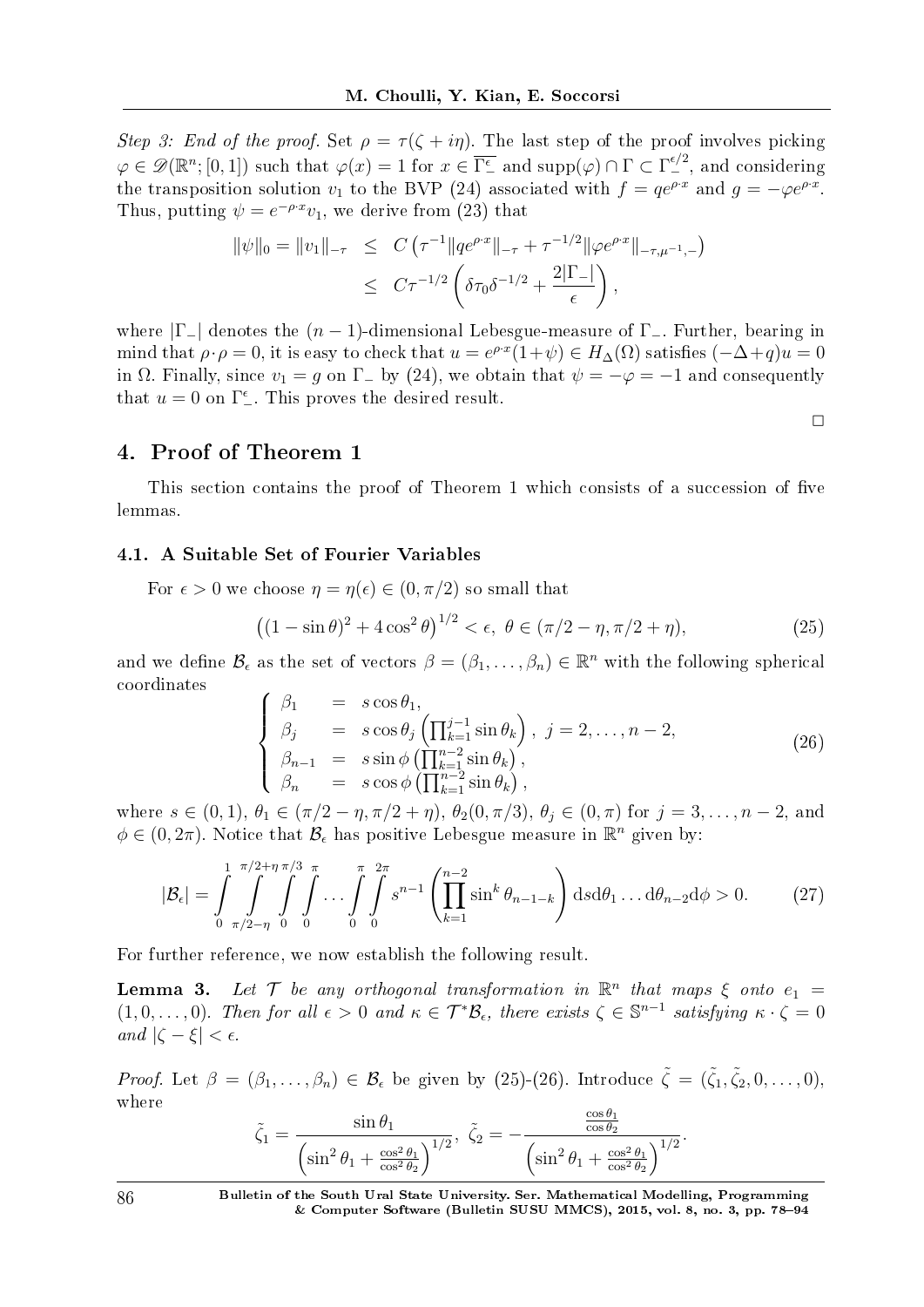*Step 3: End of the proof.* Set $\rho = \tau(\zeta + i\eta)$. The last step of the proof involves picking $\varphi \in \mathscr{D}(\mathbb{R}^n; [0,1])$ such that $\varphi(x) = 1$ for $x \in \overline{\Gamma_-^{\epsilon}}$ and $\mathrm{supp}(\varphi) \cap \Gamma \subset \Gamma_-^{\epsilon/2}$, and considering the transposition solution $v_1$ to the BVP (24) associated with $f = qe^{\rho\cdot x}$ and $g = -\varphi e^{\rho \cdot x}$. Thus, putting $\psi = e^{-\rho\cdot x} v_1$, we derive from (23) that

$$
\begin{aligned}
\|\psi\|_0 = \|v_1\|_{-\tau} &\leq C\left(\tau^{-1}\|qe^{\rho\cdot x}\|_{-\tau} + \tau^{-1/2}\|\varphi e^{\rho\cdot x}\|_{-\tau,\mu^{-1},-}\right) \\
&\leq C\tau^{-1/2}\left(\delta\tau_0\delta^{-1/2} + \frac{2|\Gamma_-|}{\epsilon}\right),
\end{aligned}
$$

where $|\Gamma_-|$ denotes the $(n-1)$-dimensional Lebesgue-measure of $\Gamma_-$. Further, bearing in mind that $\rho\cdot\rho = 0$, it is easy to check that $u = e^{\rho\cdot x}(1+\psi) \in H_\Delta(\Omega)$ satisfies $(-\Delta + q)u = 0$ in $\Omega$. Finally, since $v_1 = g$ on $\Gamma_-$ by (24), we obtain that $\psi = -\varphi = -1$ and consequently that $u = 0$ on $\Gamma_-^{\epsilon}$. This proves the desired result.

□

## 4. Proof of Theorem 1

This section contains the proof of Theorem 1 which consists of a succession of five lemmas.

### 4.1. A Suitable Set of Fourier Variables

For $\epsilon > 0$ we choose $\eta = \eta(\epsilon) \in (0, \pi/2)$ so small that

$$
\left((1-\sin\theta)^2 + 4\cos^2\theta\right)^{1/2} < \epsilon,\ \theta \in (\pi/2 - \eta, \pi/2 + \eta), \tag{25}
$$

and we define $\mathcal{B}_\epsilon$ as the set of vectors $\beta = (\beta_1, \ldots, \beta_n) \in \mathbb{R}^n$ with the following spherical coordinates

$$
\left\{
\begin{array}{lcl}
\beta_1 &=& s\cos\theta_1, \\
\beta_j &=& s\cos\theta_j\left(\prod_{k=1}^{j-1}\sin\theta_k\right),\ j = 2, \ldots, n-2, \\
\beta_{n-1} &=& s\sin\phi\left(\prod_{k=1}^{n-2}\sin\theta_k\right), \\
\beta_n &=& s\cos\phi\left(\prod_{k=1}^{n-2}\sin\theta_k\right),
\end{array}
\right. \tag{26}
$$

where $s \in (0,1)$, $\theta_1 \in (\pi/2 - \eta, \pi/2 + \eta)$, $\theta_2(0, \pi/3)$, $\theta_j \in (0, \pi)$ for $j = 3, \ldots, n-2$, and $\phi \in (0, 2\pi)$. Notice that $\mathcal{B}_\epsilon$ has positive Lebesgue measure in $\mathbb{R}^n$ given by:

$$
|\mathcal{B}_\epsilon| = \int_0^1 \int_{\pi/2-\eta}^{\pi/2+\eta} \int_0^{\pi/3} \int_0^{\pi} \ldots \int_0^{\pi} \int_0^{2\pi} s^{n-1}\left(\prod_{k=1}^{n-2}\sin^k\theta_{n-1-k}\right) \mathrm{d}s\mathrm{d}\theta_1\ldots\mathrm{d}\theta_{n-2}\mathrm{d}\phi > 0. \tag{27}
$$

For further reference, we now establish the following result.

**Lemma 3.** *Let $\mathcal{T}$ be any orthogonal transformation in $\mathbb{R}^n$ that maps $\xi$ onto $e_1 = (1, 0, \ldots, 0)$. Then for all $\epsilon > 0$ and $\kappa \in \mathcal{T}^*\mathcal{B}_\epsilon$, there exists $\zeta \in \mathbb{S}^{n-1}$ satisfying $\kappa\cdot\zeta = 0$ and $|\zeta - \xi| < \epsilon$.*

*Proof.* Let $\beta = (\beta_1, \ldots, \beta_n) \in \mathcal{B}_\epsilon$ be given by (25)-(26). Introduce $\tilde{\zeta} = (\tilde{\zeta}_1, \tilde{\zeta}_2, 0, \ldots, 0)$, where

$$
\tilde{\zeta}_1 = \frac{\sin\theta_1}{\left(\sin^2\theta_1 + \frac{\cos^2\theta_1}{\cos^2\theta_2}\right)^{1/2}},\ \tilde{\zeta}_2 = -\frac{\frac{\cos\theta_1}{\cos\theta_2}}{\left(\sin^2\theta_1 + \frac{\cos^2\theta_1}{\cos^2\theta_2}\right)^{1/2}}.
$$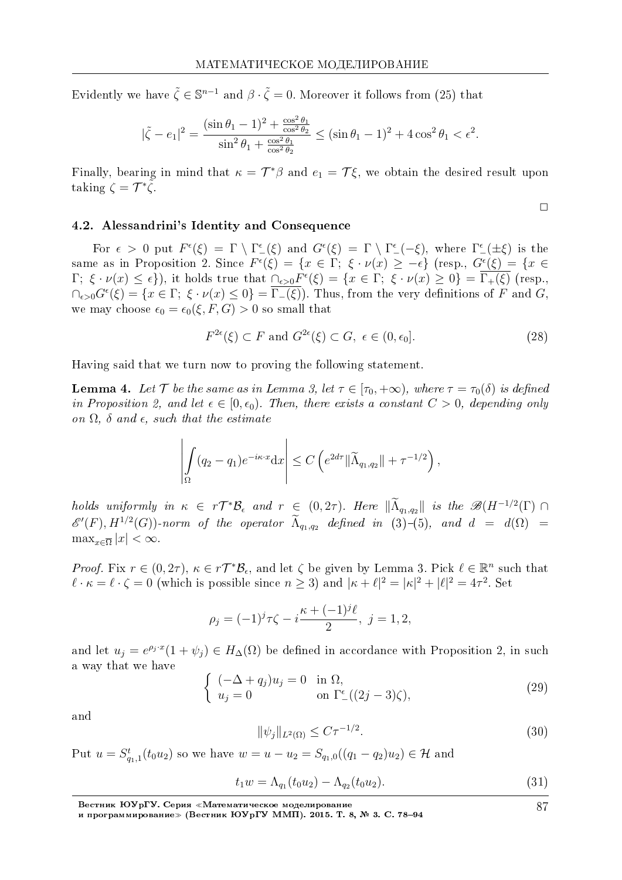Evidently we have $\tilde{\zeta} \in \mathbb{S}^{n-1}$ and $\beta \cdot \tilde{\zeta} = 0$. Moreover it follows from (25) that

$$|\tilde{\zeta} - e_1|^2 = \frac{(\sin\theta_1 - 1)^2 + \frac{\cos^2\theta_1}{\cos^2\theta_2}}{\sin^2\theta_1 + \frac{\cos^2\theta_1}{\cos^2\theta_2}} \leq (\sin\theta_1 - 1)^2 + 4\cos^2\theta_1 < \epsilon^2.$$

Finally, bearing in mind that $\kappa = \mathcal{T}^*\beta$ and $e_1 = \mathcal{T}\xi$, we obtain the desired result upon taking $\zeta = \mathcal{T}^*\tilde{\zeta}$.

$\square$

### 4.2. Alessandrini's Identity and Consequence

For $\epsilon > 0$ put $F^\epsilon(\xi) = \Gamma \setminus \Gamma_-^\epsilon(\xi)$ and $G^\epsilon(\xi) = \Gamma \setminus \Gamma_-^\epsilon(-\xi)$, where $\Gamma_-^\epsilon(\pm\xi)$ is the same as in Proposition 2. Since $F^\epsilon(\xi) = \{x \in \Gamma;\ \xi \cdot \nu(x) \geq -\epsilon\}$ (resp., $G^\epsilon(\xi) = \{x \in \Gamma;\ \xi \cdot \nu(x) \leq \epsilon\}$), it holds true that $\cap_{\epsilon>0} F^\epsilon(\xi) = \{x \in \Gamma;\ \xi \cdot \nu(x) \geq 0\} = \overline{\Gamma_+(\xi)}$ (resp., $\cap_{\epsilon>0} G^\epsilon(\xi) = \{x \in \Gamma;\ \xi \cdot \nu(x) \leq 0\} = \overline{\Gamma_-(\xi)}$). Thus, from the very definitions of $F$ and $G$, we may choose $\epsilon_0 = \epsilon_0(\xi, F, G) > 0$ so small that

$$F^{2\epsilon}(\xi) \subset F \text{ and } G^{2\epsilon}(\xi) \subset G,\ \epsilon \in (0, \epsilon_0]. \tag{28}$$

Having said that we turn now to proving the following statement.

**Lemma 4.** *Let $\mathcal{T}$ be the same as in Lemma 3, let $\tau \in [\tau_0, +\infty)$, where $\tau = \tau_0(\delta)$ is defined in Proposition 2, and let $\epsilon \in [0, \epsilon_0)$. Then, there exists a constant $C > 0$, depending only on $\Omega$, $\delta$ and $\epsilon$, such that the estimate*

$$\left| \int_\Omega (q_2 - q_1) e^{-i\kappa \cdot x} \mathrm{d}x \right| \leq C \left( e^{2d\tau} \|\widetilde{\Lambda}_{q_1,q_2}\| + \tau^{-1/2} \right),$$

*holds uniformly in $\kappa \in r\mathcal{T}^*\mathcal{B}_\epsilon$ and $r \in (0, 2\tau)$. Here $\|\widetilde{\Lambda}_{q_1,q_2}\|$ is the $\mathscr{B}(H^{-1/2}(\Gamma) \cap \mathscr{E}'(F), H^{1/2}(G))$-norm of the operator $\widetilde{\Lambda}_{q_1,q_2}$ defined in (3)–(5), and $d = d(\Omega) = \max_{x \in \overline{\Omega}} |x| < \infty$.*

*Proof.* Fix $r \in (0, 2\tau)$, $\kappa \in r\mathcal{T}^*\mathcal{B}_\epsilon$, and let $\zeta$ be given by Lemma 3. Pick $\ell \in \mathbb{R}^n$ such that $\ell \cdot \kappa = \ell \cdot \zeta = 0$ (which is possible since $n \geq 3$) and $|\kappa + \ell|^2 = |\kappa|^2 + |\ell|^2 = 4\tau^2$. Set

$$\rho_j = (-1)^j \tau\zeta - i\frac{\kappa + (-1)^j \ell}{2},\ j = 1, 2,$$

and let $u_j = e^{\rho_j \cdot x}(1 + \psi_j) \in H_\Delta(\Omega)$ be defined in accordance with Proposition 2, in such a way that we have

$$\begin{cases} (-\Delta + q_j)u_j = 0 & \text{in } \Omega, \\ u_j = 0 & \text{on } \Gamma_-^\epsilon((2j-3)\zeta), \end{cases} \tag{29}$$

and

$$\|\psi_j\|_{L^2(\Omega)} \leq C\tau^{-1/2}. \tag{30}$$

Put $u = S_{q_1,1}^t(t_0 u_2)$ so we have $w = u - u_2 = S_{q_1,0}((q_1 - q_2)u_2) \in \mathcal{H}$ and

$$t_1 w = \Lambda_{q_1}(t_0 u_2) - \Lambda_{q_2}(t_0 u_2). \tag{31}$$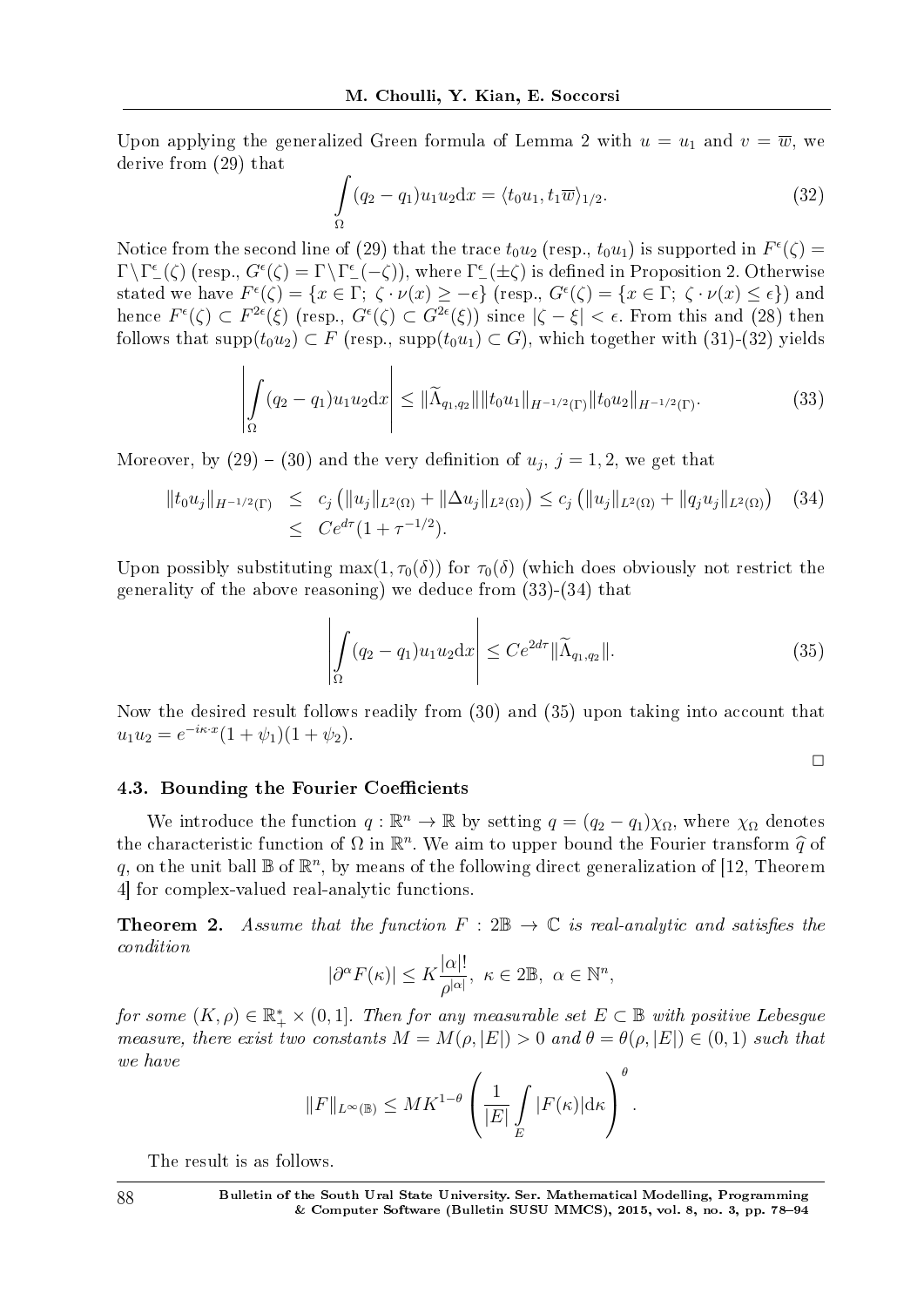Upon applying the generalized Green formula of Lemma 2 with $u = u_1$ and $v = \overline{w}$, we derive from (29) that

$$\int_\Omega (q_2 - q_1) u_1 u_2 \mathrm{d}x = \langle t_0 u_1, t_1 \overline{w} \rangle_{1/2}. \tag{32}$$

Notice from the second line of (29) that the trace $t_0 u_2$ (resp., $t_0 u_1$) is supported in $F^\epsilon(\zeta) = \Gamma \setminus \Gamma_-^\epsilon(\zeta)$ (resp., $G^\epsilon(\zeta) = \Gamma \setminus \Gamma_-^\epsilon(-\zeta)$), where $\Gamma_-^\epsilon(\pm\zeta)$ is defined in Proposition 2. Otherwise stated we have $F^\epsilon(\zeta) = \{x \in \Gamma;\ \zeta \cdot \nu(x) \geq -\epsilon\}$ (resp., $G^\epsilon(\zeta) = \{x \in \Gamma;\ \zeta \cdot \nu(x) \leq \epsilon\}$) and hence $F^\epsilon(\zeta) \subset F^{2\epsilon}(\xi)$ (resp., $G^\epsilon(\zeta) \subset G^{2\epsilon}(\xi)$) since $|\zeta - \xi| < \epsilon$. From this and (28) then follows that $\mathrm{supp}(t_0 u_2) \subset F$ (resp., $\mathrm{supp}(t_0 u_1) \subset G$), which together with (31)-(32) yields

$$\left| \int_\Omega (q_2 - q_1) u_1 u_2 \mathrm{d}x \right| \leq \|\widetilde{\Lambda}_{q_1,q_2}\| \|t_0 u_1\|_{H^{-1/2}(\Gamma)} \|t_0 u_2\|_{H^{-1/2}(\Gamma)}. \tag{33}$$

Moreover, by (29) – (30) and the very definition of $u_j$, $j = 1, 2$, we get that

$$\begin{aligned} \|t_0 u_j\|_{H^{-1/2}(\Gamma)} &\leq c_j \left( \|u_j\|_{L^2(\Omega)} + \|\Delta u_j\|_{L^2(\Omega)} \right) \leq c_j \left( \|u_j\|_{L^2(\Omega)} + \|q_j u_j\|_{L^2(\Omega)} \right) \\ &\leq C e^{d\tau} (1 + \tau^{-1/2}). \end{aligned} \tag{34}$$

Upon possibly substituting $\max(1, \tau_0(\delta))$ for $\tau_0(\delta)$ (which does obviously not restrict the generality of the above reasoning) we deduce from (33)-(34) that

$$\left| \int_\Omega (q_2 - q_1) u_1 u_2 \mathrm{d}x \right| \leq C e^{2d\tau} \|\widetilde{\Lambda}_{q_1,q_2}\|. \tag{35}$$

Now the desired result follows readily from (30) and (35) upon taking into account that $u_1 u_2 = e^{-i\kappa \cdot x}(1 + \psi_1)(1 + \psi_2)$.

□

### 4.3. Bounding the Fourier Coefficients

We introduce the function $q : \mathbb{R}^n \to \mathbb{R}$ by setting $q = (q_2 - q_1)\chi_\Omega$, where $\chi_\Omega$ denotes the characteristic function of $\Omega$ in $\mathbb{R}^n$. We aim to upper bound the Fourier transform $\widehat{q}$ of $q$, on the unit ball $\mathbb{B}$ of $\mathbb{R}^n$, by means of the following direct generalization of [12, Theorem 4] for complex-valued real-analytic functions.

**Theorem 2.** *Assume that the function $F : 2\mathbb{B} \to \mathbb{C}$ is real-analytic and satisfies the condition*

$$|\partial^\alpha F(\kappa)| \leq K \frac{|\alpha|!}{\rho^{|\alpha|}},\ \kappa \in 2\mathbb{B},\ \alpha \in \mathbb{N}^n,$$

*for some $(K, \rho) \in \mathbb{R}_+^* \times (0, 1]$. Then for any measurable set $E \subset \mathbb{B}$ with positive Lebesgue measure, there exist two constants $M = M(\rho, |E|) > 0$ and $\theta = \theta(\rho, |E|) \in (0, 1)$ such that we have*

$$\|F\|_{L^\infty(\mathbb{B})} \leq M K^{1-\theta} \left( \frac{1}{|E|} \int_E |F(\kappa)| \mathrm{d}\kappa \right)^\theta.$$

The result is as follows.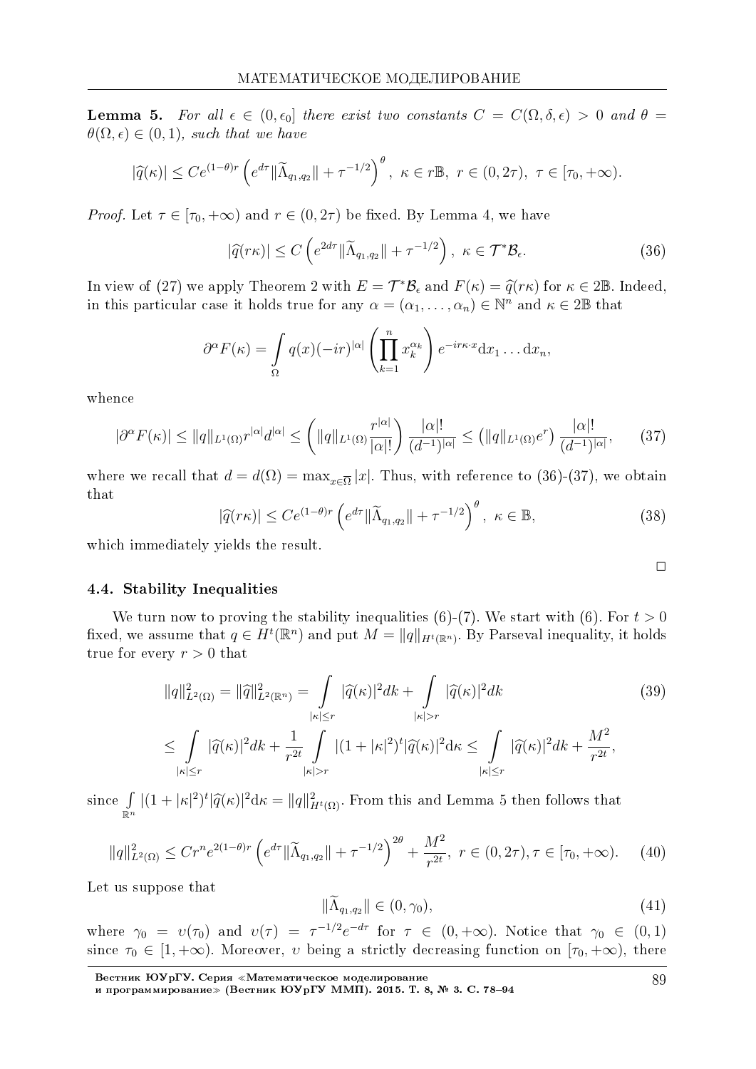**Lemma 5.** *For all $\epsilon \in (0, \epsilon_0]$ there exist two constants $C = C(\Omega, \delta, \epsilon) > 0$ and $\theta = \theta(\Omega, \epsilon) \in (0,1)$, such that we have*

$$|\widehat{q}(\kappa)| \leq C e^{(1-\theta)r} \left( e^{d\tau} \|\widetilde{\Lambda}_{q_1,q_2}\| + \tau^{-1/2} \right)^{\theta}, \ \kappa \in r\mathbb{B}, \ r \in (0, 2\tau), \ \tau \in [\tau_0, +\infty).$$

*Proof.* Let $\tau \in [\tau_0, +\infty)$ and $r \in (0, 2\tau)$ be fixed. By Lemma 4, we have

$$|\widehat{q}(r\kappa)| \leq C \left( e^{2d\tau} \|\widetilde{\Lambda}_{q_1,q_2}\| + \tau^{-1/2} \right), \ \kappa \in \mathcal{T}^* \mathcal{B}_\epsilon. \tag{36}$$

In view of (27) we apply Theorem 2 with $E = \mathcal{T}^* \mathcal{B}_\epsilon$ and $F(\kappa) = \widehat{q}(r\kappa)$ for $\kappa \in 2\mathbb{B}$. Indeed, in this particular case it holds true for any $\alpha = (\alpha_1, \ldots, \alpha_n) \in \mathbb{N}^n$ and $\kappa \in 2\mathbb{B}$ that

$$\partial^\alpha F(\kappa) = \int_\Omega q(x)(-ir)^{|\alpha|} \left( \prod_{k=1}^n x_k^{\alpha_k} \right) e^{-ir\kappa \cdot x} \mathrm{d}x_1 \ldots \mathrm{d}x_n,$$

whence

$$|\partial^\alpha F(\kappa)| \leq \|q\|_{L^1(\Omega)} r^{|\alpha|} d^{|\alpha|} \leq \left( \|q\|_{L^1(\Omega)} \frac{r^{|\alpha|}}{|\alpha|!} \right) \frac{|\alpha|!}{(d^{-1})^{|\alpha|}} \leq \left( \|q\|_{L^1(\Omega)} e^r \right) \frac{|\alpha|!}{(d^{-1})^{|\alpha|}}, \tag{37}$$

where we recall that $d = d(\Omega) = \max_{x \in \overline{\Omega}} |x|$. Thus, with reference to (36)-(37), we obtain that

$$|\widehat{q}(r\kappa)| \leq C e^{(1-\theta)r} \left( e^{d\tau} \|\widetilde{\Lambda}_{q_1,q_2}\| + \tau^{-1/2} \right)^\theta, \ \kappa \in \mathbb{B}, \tag{38}$$

which immediately yields the result.

□

### 4.4. Stability Inequalities

We turn now to proving the stability inequalities (6)-(7). We start with (6). For $t > 0$ fixed, we assume that $q \in H^t(\mathbb{R}^n)$ and put $M = \|q\|_{H^t(\mathbb{R}^n)}$. By Parseval inequality, it holds true for every $r > 0$ that

$$\begin{aligned}
\|q\|^2_{L^2(\Omega)} = \|\widehat{q}\|^2_{L^2(\mathbb{R}^n)} &= \int_{|\kappa| \leq r} |\widehat{q}(\kappa)|^2 dk + \int_{|\kappa| > r} |\widehat{q}(\kappa)|^2 dk \\
&\leq \int_{|\kappa| \leq r} |\widehat{q}(\kappa)|^2 dk + \frac{1}{r^{2t}} \int_{|\kappa| > r} |(1 + |\kappa|^2)^t |\widehat{q}(\kappa)|^2 \mathrm{d}\kappa \leq \int_{|\kappa| \leq r} |\widehat{q}(\kappa)|^2 dk + \frac{M^2}{r^{2t}},
\end{aligned} \tag{39}$$

since $\int_{\mathbb{R}^n} |(1 + |\kappa|^2)^t |\widehat{q}(\kappa)|^2 \mathrm{d}\kappa = \|q\|^2_{H^t(\Omega)}$. From this and Lemma 5 then follows that

$$\|q\|^2_{L^2(\Omega)} \leq C r^n e^{2(1-\theta)r} \left( e^{d\tau} \|\widetilde{\Lambda}_{q_1,q_2}\| + \tau^{-1/2} \right)^{2\theta} + \frac{M^2}{r^{2t}}, \ r \in (0, 2\tau), \tau \in [\tau_0, +\infty). \tag{40}$$

Let us suppose that

$$\|\widetilde{\Lambda}_{q_1,q_2}\| \in (0, \gamma_0), \tag{41}$$

where $\gamma_0 = \upsilon(\tau_0)$ and $\upsilon(\tau) = \tau^{-1/2} e^{-d\tau}$ for $\tau \in (0, +\infty)$. Notice that $\gamma_0 \in (0,1)$ since $\tau_0 \in [1, +\infty)$. Moreover, $\upsilon$ being a strictly decreasing function on $[\tau_0, +\infty)$, there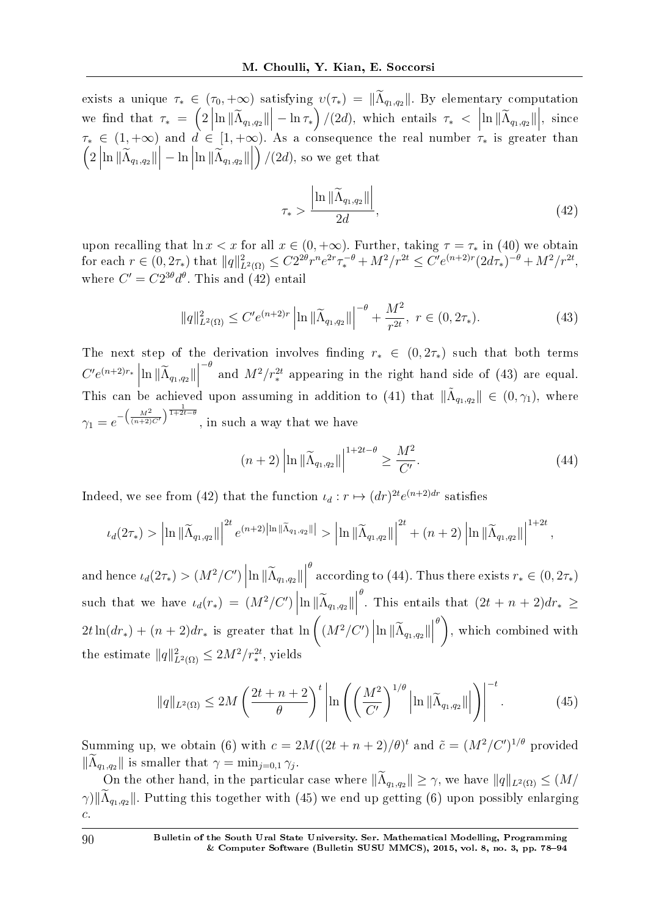exists a unique $\tau_* \in (\tau_0, +\infty)$ satisfying $\upsilon(\tau_*) = \|\widetilde{\Lambda}_{q_1,q_2}\|$. By elementary computation we find that $\tau_* = \left(2\left|\ln\|\widetilde{\Lambda}_{q_1,q_2}\|\right| - \ln\tau_*\right)/(2d)$, which entails $\tau_* < \left|\ln\|\widetilde{\Lambda}_{q_1,q_2}\|\right|$, since $\tau_* \in (1, +\infty)$ and $d \in [1, +\infty)$. As a consequence the real number $\tau_*$ is greater than $\left(2\left|\ln\|\widetilde{\Lambda}_{q_1,q_2}\|\right| - \ln\left|\ln\|\widetilde{\Lambda}_{q_1,q_2}\|\right|\right)/(2d)$, so we get that

$$\tau_* > \frac{\left|\ln\|\widetilde{\Lambda}_{q_1,q_2}\|\right|}{2d}, \tag{42}$$

upon recalling that $\ln x < x$ for all $x \in (0, +\infty)$. Further, taking $\tau = \tau_*$ in (40) we obtain for each $r \in (0, 2\tau_*)$ that $\|q\|^2_{L^2(\Omega)} \le C2^{2\theta}r^n e^{2r}\tau_*^{-\theta} + M^2/r^{2t} \le C'e^{(n+2)r}(2d\tau_*)^{-\theta} + M^2/r^{2t}$, where $C' = C2^{3\theta}d^\theta$. This and (42) entail

$$\|q\|^2_{L^2(\Omega)} \le C'e^{(n+2)r}\left|\ln\|\widetilde{\Lambda}_{q_1,q_2}\|\right|^{-\theta} + \frac{M^2}{r^{2t}},\ r \in (0, 2\tau_*). \tag{43}$$

The next step of the derivation involves finding $r_* \in (0, 2\tau_*)$ such that both terms $C'e^{(n+2)r_*}\left|\ln\|\widetilde{\Lambda}_{q_1,q_2}\|\right|^{-\theta}$ and $M^2/r_*^{2t}$ appearing in the right hand side of (43) are equal. This can be achieved upon assuming in addition to (41) that $\|\widetilde{\Lambda}_{q_1,q_2}\| \in (0, \gamma_1)$, where $\gamma_1 = e^{-\left(\frac{M^2}{(n+2)C'}\right)^{\frac{1}{1+2t-\theta}}}$, in such a way that we have

$$(n+2)\left|\ln\|\widetilde{\Lambda}_{q_1,q_2}\|\right|^{1+2t-\theta} \ge \frac{M^2}{C'}. \tag{44}$$

Indeed, we see from (42) that the function $\iota_d : r \mapsto (dr)^{2t}e^{(n+2)dr}$ satisfies

$$\iota_d(2\tau_*) > \left|\ln\|\widetilde{\Lambda}_{q_1,q_2}\|\right|^{2t} e^{(n+2)\left|\ln\|\widetilde{\Lambda}_{q_1,q_2}\|\right|} > \left|\ln\|\widetilde{\Lambda}_{q_1,q_2}\|\right|^{2t} + (n+2)\left|\ln\|\widetilde{\Lambda}_{q_1,q_2}\|\right|^{1+2t},$$

and hence $\iota_d(2\tau_*) > (M^2/C')\left|\ln\|\widetilde{\Lambda}_{q_1,q_2}\|\right|^{\theta}$ according to (44). Thus there exists $r_* \in (0, 2\tau_*)$ such that we have $\iota_d(r_*) = (M^2/C')\left|\ln\|\widetilde{\Lambda}_{q_1,q_2}\|\right|^{\theta}$. This entails that $(2t + n + 2)dr_* \ge 2t\ln(dr_*) + (n+2)dr_*$ is greater that $\ln\left((M^2/C')\left|\ln\|\widetilde{\Lambda}_{q_1,q_2}\|\right|^{\theta}\right)$, which combined with the estimate $\|q\|^2_{L^2(\Omega)} \le 2M^2/r_*^{2t}$, yields

$$\|q\|_{L^2(\Omega)} \le 2M\left(\frac{2t+n+2}{\theta}\right)^t \left|\ln\left(\left(\frac{M^2}{C'}\right)^{1/\theta}\left|\ln\|\widetilde{\Lambda}_{q_1,q_2}\|\right|\right)\right|^{-t}. \tag{45}$$

Summing up, we obtain (6) with $c = 2M((2t+n+2)/\theta)^t$ and $\tilde{c} = (M^2/C')^{1/\theta}$ provided $\|\widetilde{\Lambda}_{q_1,q_2}\|$ is smaller that $\gamma = \min_{j=0,1}\gamma_j$.

On the other hand, in the particular case where $\|\widetilde{\Lambda}_{q_1,q_2}\| \ge \gamma$, we have $\|q\|_{L^2(\Omega)} \le (M/\gamma)\|\widetilde{\Lambda}_{q_1,q_2}\|$. Putting this together with (45) we end up getting (6) upon possibly enlarging $c$.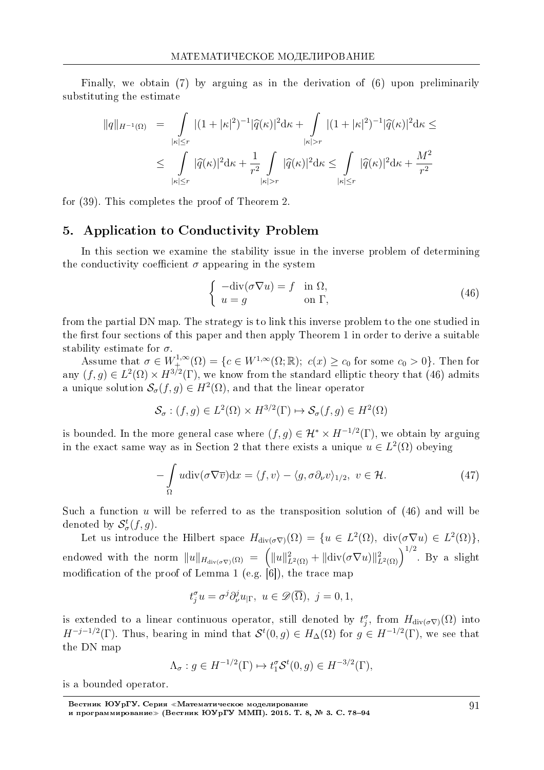Finally, we obtain (7) by arguing as in the derivation of (6) upon preliminarily substituting the estimate

$$
\begin{aligned}
\|q\|_{H^{-1}(\Omega)} &= \int\limits_{|\kappa|\leq r} |(1+|\kappa|^2)^{-1}|\widehat{q}(\kappa)|^2 \mathrm{d}\kappa + \int\limits_{|\kappa|>r} |(1+|\kappa|^2)^{-1}|\widehat{q}(\kappa)|^2 \mathrm{d}\kappa \leq \\
&\leq \int\limits_{|\kappa|\leq r} |\widehat{q}(\kappa)|^2 \mathrm{d}\kappa + \frac{1}{r^2}\int\limits_{|\kappa|>r} |\widehat{q}(\kappa)|^2 \mathrm{d}\kappa \leq \int\limits_{|\kappa|\leq r} |\widehat{q}(\kappa)|^2 \mathrm{d}\kappa + \frac{M^2}{r^2}
\end{aligned}
$$

for (39). This completes the proof of Theorem 2.

## 5. Application to Conductivity Problem

In this section we examine the stability issue in the inverse problem of determining the conductivity coefficient $\sigma$ appearing in the system

$$
\begin{cases} -\mathrm{div}(\sigma\nabla u) = f & \text{in } \Omega, \\ u = g & \text{on } \Gamma, \end{cases} \tag{46}
$$

from the partial DN map. The strategy is to link this inverse problem to the one studied in the first four sections of this paper and then apply Theorem 1 in order to derive a suitable stability estimate for $\sigma$.

Assume that $\sigma \in W_+^{1,\infty}(\Omega) = \{c \in W^{1,\infty}(\Omega;\mathbb{R});\ c(x) \geq c_0 \text{ for some } c_0 > 0\}$. Then for any $(f,g) \in L^2(\Omega) \times H^{3/2}(\Gamma)$, we know from the standard elliptic theory that (46) admits a unique solution $\mathcal{S}_\sigma(f,g) \in H^2(\Omega)$, and that the linear operator

$$
\mathcal{S}_\sigma : (f,g) \in L^2(\Omega) \times H^{3/2}(\Gamma) \mapsto \mathcal{S}_\sigma(f,g) \in H^2(\Omega)
$$

is bounded. In the more general case where $(f,g) \in \mathcal{H}^* \times H^{-1/2}(\Gamma)$, we obtain by arguing in the exact same way as in Section 2 that there exists a unique $u \in L^2(\Omega)$ obeying

$$
-\int\limits_{\Omega} u \,\mathrm{div}(\sigma\nabla\overline{v})\mathrm{d}x = \langle f, v\rangle - \langle g, \sigma\partial_\nu v\rangle_{1/2},\ v \in \mathcal{H}. \tag{47}
$$

Such a function $u$ will be referred to as the transposition solution of (46) and will be denoted by $\mathcal{S}_\sigma^t(f,g)$.

Let us introduce the Hilbert space $H_{\mathrm{div}(\sigma\nabla)}(\Omega) = \{u \in L^2(\Omega),\ \mathrm{div}(\sigma\nabla u) \in L^2(\Omega)\}$, endowed with the norm $\|u\|_{H_{\mathrm{div}(\sigma\nabla)}(\Omega)} = \left(\|u\|^2_{L^2(\Omega)} + \|\mathrm{div}(\sigma\nabla u)\|^2_{L^2(\Omega)}\right)^{1/2}$. By a slight modification of the proof of Lemma 1 (e.g. [6]), the trace map

$$
t_j^\sigma u = \sigma^j \partial_\nu^j u_{|\Gamma},\ u \in \mathscr{D}(\overline{\Omega}),\ j = 0, 1,
$$

is extended to a linear continuous operator, still denoted by $t_j^\sigma$, from $H_{\mathrm{div}(\sigma\nabla)}(\Omega)$ into $H^{-j-1/2}(\Gamma)$. Thus, bearing in mind that $\mathcal{S}^t(0,g) \in H_\Delta(\Omega)$ for $g \in H^{-1/2}(\Gamma)$, we see that the DN map

$$
\Lambda_\sigma : g \in H^{-1/2}(\Gamma) \mapsto t_1^\sigma \mathcal{S}^t(0,g) \in H^{-3/2}(\Gamma),
$$

is a bounded operator.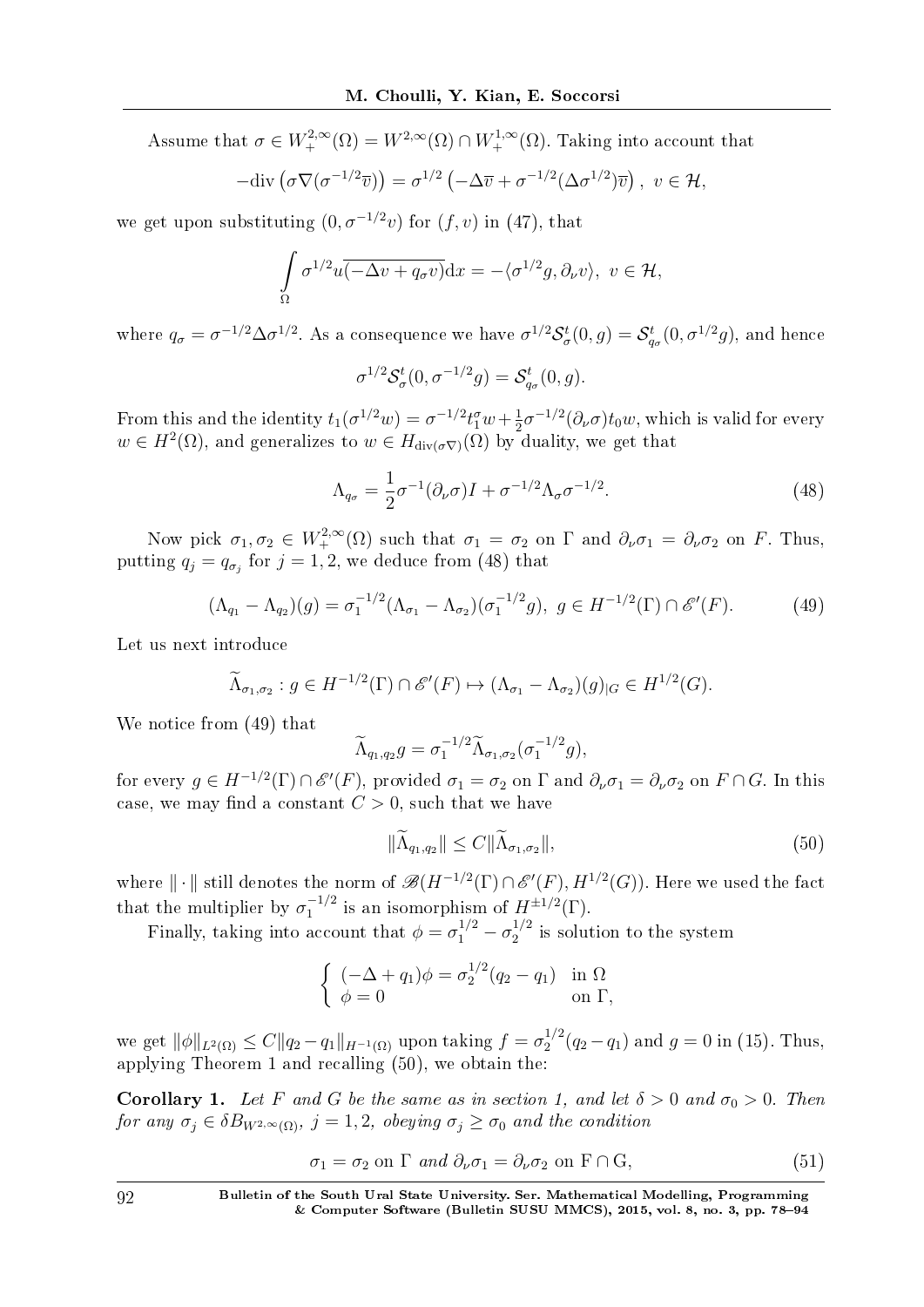Assume that $\sigma \in W_+^{2,\infty}(\Omega) = W^{2,\infty}(\Omega) \cap W_+^{1,\infty}(\Omega)$. Taking into account that

$$-\mathrm{div}\left(\sigma \nabla (\sigma^{-1/2}\overline{v})\right) = \sigma^{1/2}\left(-\Delta \overline{v} + \sigma^{-1/2}(\Delta \sigma^{1/2})\overline{v}\right),\ v \in \mathcal{H},$$

we get upon substituting $(0, \sigma^{-1/2}v)$ for $(f, v)$ in (47), that

$$\int_\Omega \sigma^{1/2} u \overline{(-\Delta v + q_\sigma v)} \mathrm{d}x = -\langle \sigma^{1/2} g, \partial_\nu v \rangle,\ v \in \mathcal{H},$$

where $q_\sigma = \sigma^{-1/2}\Delta\sigma^{1/2}$. As a consequence we have $\sigma^{1/2}\mathcal{S}_\sigma^t(0,g) = \mathcal{S}_{q_\sigma}^t(0, \sigma^{1/2}g)$, and hence

$$\sigma^{1/2}\mathcal{S}_\sigma^t(0, \sigma^{-1/2}g) = \mathcal{S}_{q_\sigma}^t(0, g).$$

From this and the identity $t_1(\sigma^{1/2}w) = \sigma^{-1/2}t_1^\sigma w + \frac{1}{2}\sigma^{-1/2}(\partial_\nu\sigma)t_0 w$, which is valid for every $w \in H^2(\Omega)$, and generalizes to $w \in H_{\mathrm{div}(\sigma\nabla)}(\Omega)$ by duality, we get that

$$\Lambda_{q_\sigma} = \frac{1}{2}\sigma^{-1}(\partial_\nu \sigma)I + \sigma^{-1/2}\Lambda_\sigma \sigma^{-1/2}. \tag{48}$$

Now pick $\sigma_1, \sigma_2 \in W_+^{2,\infty}(\Omega)$ such that $\sigma_1 = \sigma_2$ on $\Gamma$ and $\partial_\nu\sigma_1 = \partial_\nu\sigma_2$ on $F$. Thus, putting $q_j = q_{\sigma_j}$ for $j = 1, 2$, we deduce from (48) that

$$(\Lambda_{q_1} - \Lambda_{q_2})(g) = \sigma_1^{-1/2}(\Lambda_{\sigma_1} - \Lambda_{\sigma_2})(\sigma_1^{-1/2}g),\ g \in H^{-1/2}(\Gamma) \cap \mathscr{E}'(F). \tag{49}$$

Let us next introduce

$$\widetilde{\Lambda}_{\sigma_1,\sigma_2} : g \in H^{-1/2}(\Gamma) \cap \mathscr{E}'(F) \mapsto (\Lambda_{\sigma_1} - \Lambda_{\sigma_2})(g)_{|G} \in H^{1/2}(G).$$

We notice from (49) that

$$\widetilde{\Lambda}_{q_1,q_2} g = \sigma_1^{-1/2}\widetilde{\Lambda}_{\sigma_1,\sigma_2}(\sigma_1^{-1/2}g),$$

for every $g \in H^{-1/2}(\Gamma) \cap \mathscr{E}'(F)$, provided $\sigma_1 = \sigma_2$ on $\Gamma$ and $\partial_\nu\sigma_1 = \partial_\nu\sigma_2$ on $F \cap G$. In this case, we may find a constant $C > 0$, such that we have

$$\|\widetilde{\Lambda}_{q_1,q_2}\| \leq C \|\widetilde{\Lambda}_{\sigma_1,\sigma_2}\|, \tag{50}$$

where $\|\cdot\|$ still denotes the norm of $\mathscr{B}(H^{-1/2}(\Gamma) \cap \mathscr{E}'(F), H^{1/2}(G))$. Here we used the fact that the multiplier by $\sigma_1^{-1/2}$ is an isomorphism of $H^{\pm 1/2}(\Gamma)$.

Finally, taking into account that $\phi = \sigma_1^{1/2} - \sigma_2^{1/2}$ is solution to the system

$$\begin{cases} (-\Delta + q_1)\phi = \sigma_2^{1/2}(q_2 - q_1) & \text{in } \Omega \\ \phi = 0 & \text{on } \Gamma, \end{cases}$$

we get $\|\phi\|_{L^2(\Omega)} \leq C\|q_2 - q_1\|_{H^{-1}(\Omega)}$ upon taking $f = \sigma_2^{1/2}(q_2 - q_1)$ and $g = 0$ in (15). Thus, applying Theorem 1 and recalling (50), we obtain the:

**Corollary 1.** *Let $F$ and $G$ be the same as in section 1, and let $\delta > 0$ and $\sigma_0 > 0$. Then for any $\sigma_j \in \delta B_{W^{2,\infty}(\Omega)}$, $j = 1, 2$, obeying $\sigma_j \geq \sigma_0$ and the condition*

$$\sigma_1 = \sigma_2 \text{ on } \Gamma \text{ and } \partial_\nu\sigma_1 = \partial_\nu\sigma_2 \text{ on } \mathrm{F} \cap \mathrm{G}, \tag{51}$$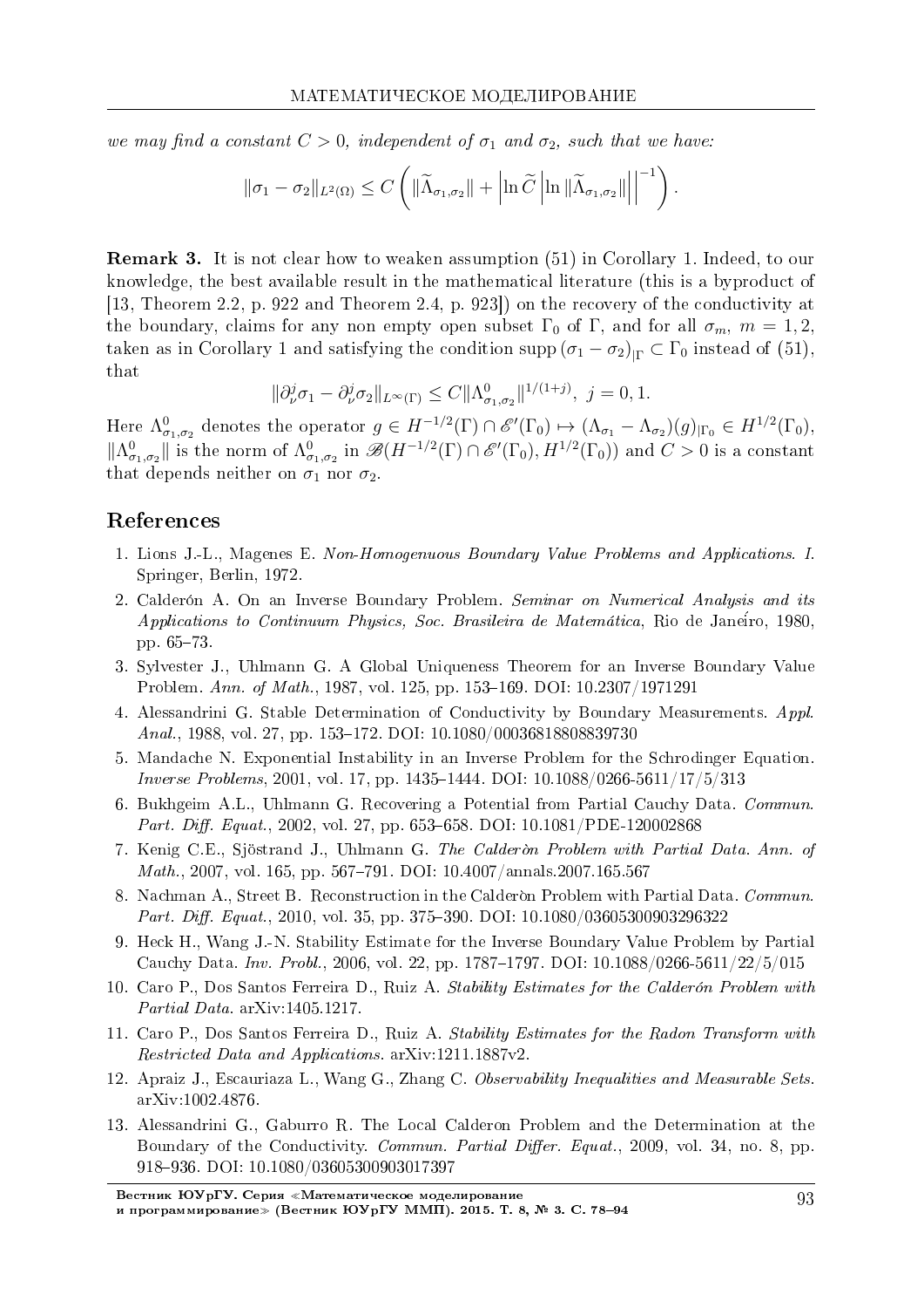*we may find a constant $C > 0$, independent of $\sigma_1$ and $\sigma_2$, such that we have:*

$$\|\sigma_1 - \sigma_2\|_{L^2(\Omega)} \leq C\left(\|\widetilde{\Lambda}_{\sigma_1,\sigma_2}\| + \left|\ln \widetilde{C}\left|\ln \|\widetilde{\Lambda}_{\sigma_1,\sigma_2}\|\right|\right|^{-1}\right).$$

**Remark 3.** It is not clear how to weaken assumption (51) in Corollary 1. Indeed, to our knowledge, the best available result in the mathematical literature (this is a byproduct of [13, Theorem 2.2, p. 922 and Theorem 2.4, p. 923]) on the recovery of the conductivity at the boundary, claims for any non empty open subset $\Gamma_0$ of $\Gamma$, and for all $\sigma_m$, $m = 1, 2$, taken as in Corollary 1 and satisfying the condition $\text{supp}\,(\sigma_1 - \sigma_2)_{|\Gamma} \subset \Gamma_0$ instead of (51), that

$$\|\partial_\nu^j \sigma_1 - \partial_\nu^j \sigma_2\|_{L^\infty(\Gamma)} \leq C\|\Lambda^0_{\sigma_1,\sigma_2}\|^{1/(1+j)},\ j = 0, 1.$$

Here $\Lambda^0_{\sigma_1,\sigma_2}$ denotes the operator $g \in H^{-1/2}(\Gamma) \cap \mathscr{E}'(\Gamma_0) \mapsto (\Lambda_{\sigma_1} - \Lambda_{\sigma_2})(g)_{|\Gamma_0} \in H^{1/2}(\Gamma_0)$, $\|\Lambda^0_{\sigma_1,\sigma_2}\|$ is the norm of $\Lambda^0_{\sigma_1,\sigma_2}$ in $\mathscr{B}(H^{-1/2}(\Gamma) \cap \mathscr{E}'(\Gamma_0), H^{1/2}(\Gamma_0))$ and $C > 0$ is a constant that depends neither on $\sigma_1$ nor $\sigma_2$.

## References

1. Lions J.-L., Magenes E. *Non-Homogenuous Boundary Value Problems and Applications. I.* Springer, Berlin, 1972.
2. Calderón A. On an Inverse Boundary Problem. *Seminar on Numerical Analysis and its Applications to Continuum Physics, Soc. Brasileira de Matemática*, Rio de Janeíro, 1980, pp. 65–73.
3. Sylvester J., Uhlmann G. A Global Uniqueness Theorem for an Inverse Boundary Value Problem. *Ann. of Math.*, 1987, vol. 125, pp. 153–169. DOI: 10.2307/1971291
4. Alessandrini G. Stable Determination of Conductivity by Boundary Measurements. *Appl. Anal.*, 1988, vol. 27, pp. 153–172. DOI: 10.1080/00036818808839730
5. Mandache N. Exponential Instability in an Inverse Problem for the Schrodinger Equation. *Inverse Problems*, 2001, vol. 17, pp. 1435–1444. DOI: 10.1088/0266-5611/17/5/313
6. Bukhgeim A.L., Uhlmann G. Recovering a Potential from Partial Cauchy Data. *Commun. Part. Diff. Equat.*, 2002, vol. 27, pp. 653–658. DOI: 10.1081/PDE-120002868
7. Kenig C.E., Sjöstrand J., Uhlmann G. *The Calderòn Problem with Partial Data. Ann. of Math.*, 2007, vol. 165, pp. 567–791. DOI: 10.4007/annals.2007.165.567
8. Nachman A., Street B. Reconstruction in the Calderòn Problem with Partial Data. *Commun. Part. Diff. Equat.*, 2010, vol. 35, pp. 375–390. DOI: 10.1080/03605300903296322
9. Heck H., Wang J.-N. Stability Estimate for the Inverse Boundary Value Problem by Partial Cauchy Data. *Inv. Probl.*, 2006, vol. 22, pp. 1787–1797. DOI: 10.1088/0266-5611/22/5/015
10. Caro P., Dos Santos Ferreira D., Ruiz A. *Stability Estimates for the Calderón Problem with Partial Data.* arXiv:1405.1217.
11. Caro P., Dos Santos Ferreira D., Ruiz A. *Stability Estimates for the Radon Transform with Restricted Data and Applications.* arXiv:1211.1887v2.
12. Apraiz J., Escauriaza L., Wang G., Zhang C. *Observability Inequalities and Measurable Sets.* arXiv:1002.4876.
13. Alessandrini G., Gaburro R. The Local Calderon Problem and the Determination at the Boundary of the Conductivity. *Commun. Partial Differ. Equat.*, 2009, vol. 34, no. 8, pp. 918–936. DOI: 10.1080/03605300903017397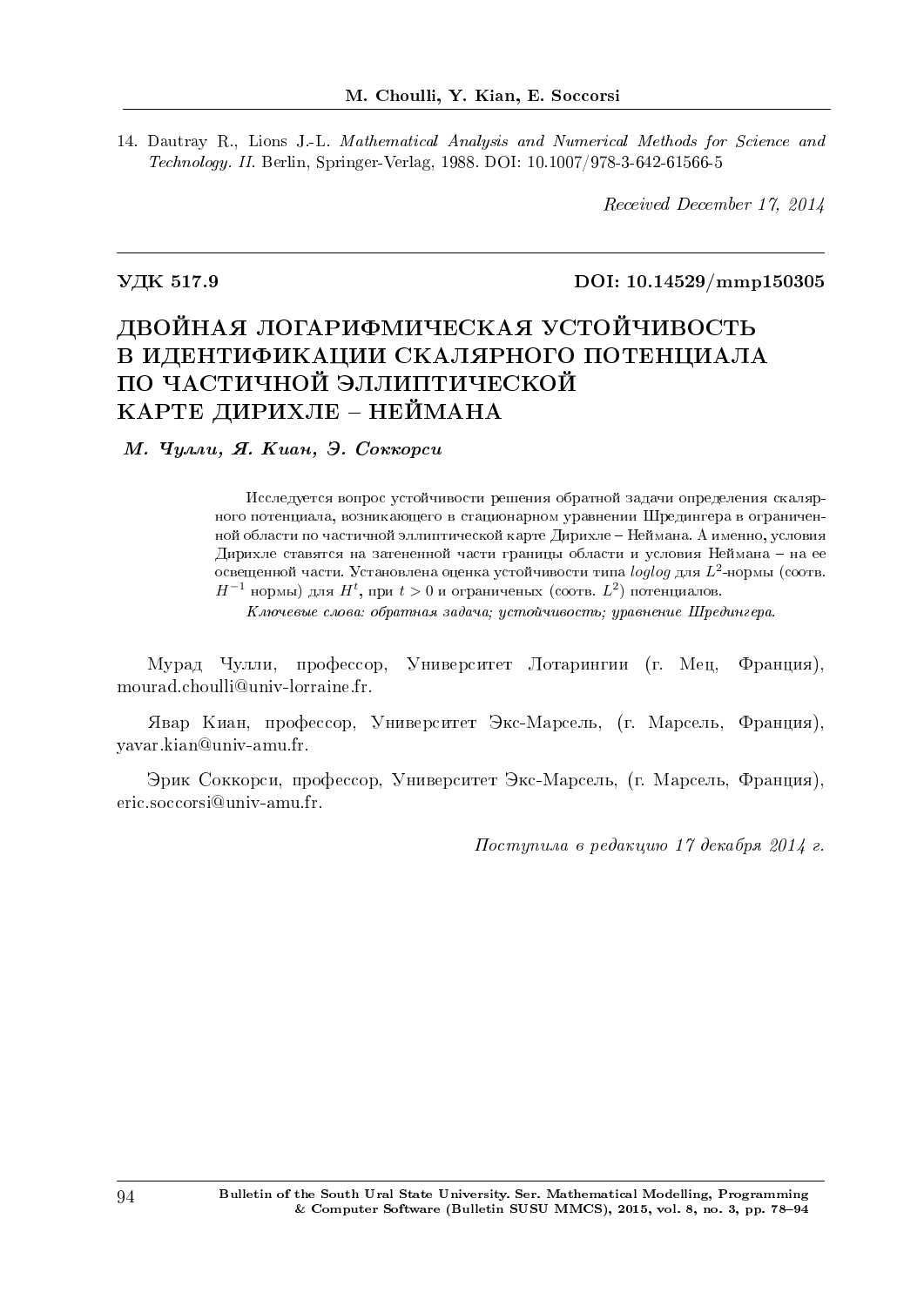14. Dautray R., Lions J.-L. *Mathematical Analysis and Numerical Methods for Science and Technology. II.* Berlin, Springer-Verlag, 1988. DOI: 10.1007/978-3-642-61566-5

*Received December 17, 2014*

---

**УДК 517.9** **DOI: 10.14529/mmp150305**

# ДВОЙНАЯ ЛОГАРИФМИЧЕСКАЯ УСТОЙЧИВОСТЬ В ИДЕНТИФИКАЦИИ СКАЛЯРНОГО ПОТЕНЦИАЛА ПО ЧАСТИЧНОЙ ЭЛЛИПТИЧЕСКОЙ КАРТЕ ДИРИХЛЕ – НЕЙМАНА

***М. Чулли, Я. Киан, Э. Соккорси***

Исследуется вопрос устойчивости решения обратной задачи определения скалярного потенциала, возникающего в стационарном уравнении Шредингера в ограниченной области по частичной эллиптической карте Дирихле – Неймана. А именно, условия Дирихле ставятся на затененной части границы области и условия Неймана – на ее освещенной части. Установлена оценка устойчивости типа *loglog* для $L^2$-нормы (соотв. $H^{-1}$ нормы) для $H^t$, при $t > 0$ и ограниченых (соотв. $L^2$) потенциалов.

*Ключевые слова: обратная задача; устойчивость; уравнение Шредингера.*

Мурад Чулли, профессор, Университет Лотарингии (г. Мец, Франция), mourad.choulli@univ-lorraine.fr.

Явар Киан, профессор, Университет Экс-Марсель, (г. Марсель, Франция), yavar.kian@univ-amu.fr.

Эрик Соккорси, профессор, Университет Экс-Марсель, (г. Марсель, Франция), eric.soccorsi@univ-amu.fr.

*Поступила в редакцию 17 декабря 2014 г.*